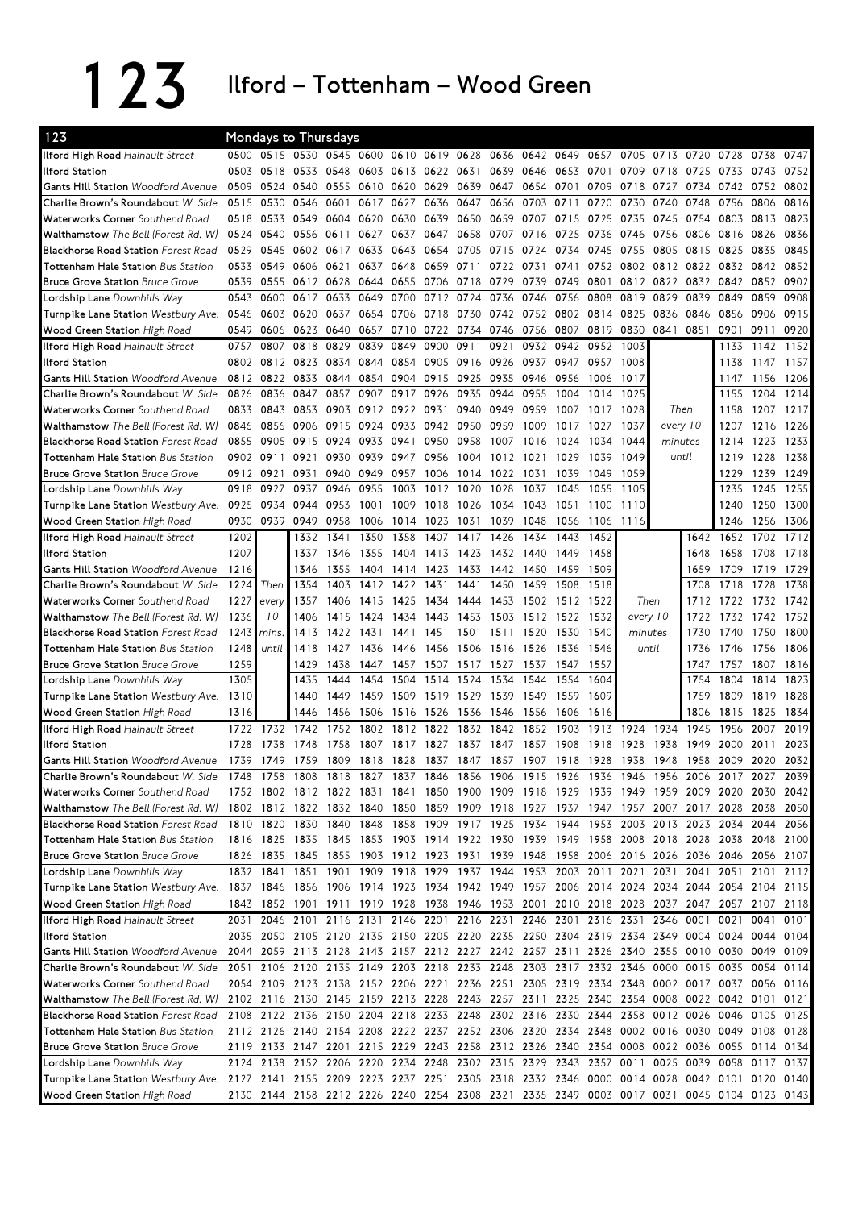# 123 Ilford – Tottenham – Wood Green

| 123 | Mondays to Thursdays | | | | | | | | | | | | | | | | |
|---|---|---|---|---|---|---|---|---|---|---|---|---|---|---|---|---|---|
| **Ilford High Road** *Hainault Street* | 0500 | 0515 | 0530 | 0545 | 0600 | 0610 | 0619 | 0628 | 0636 | 0642 | 0649 | 0657 | 0705 | 0713 | 0720 | 0728 | 0738 | 0747 |
| **Ilford Station** | 0503 | 0518 | 0533 | 0548 | 0603 | 0613 | 0622 | 0631 | 0639 | 0646 | 0653 | 0701 | 0709 | 0718 | 0725 | 0733 | 0743 | 0752 |
| **Gants Hill Station** *Woodford Avenue* | 0509 | 0524 | 0540 | 0555 | 0610 | 0620 | 0629 | 0639 | 0647 | 0654 | 0701 | 0709 | 0718 | 0727 | 0734 | 0742 | 0752 | 0802 |
| **Charlie Brown's Roundabout** *W. Side* | 0515 | 0530 | 0546 | 0601 | 0617 | 0627 | 0636 | 0647 | 0656 | 0703 | 0711 | 0720 | 0730 | 0740 | 0748 | 0756 | 0806 | 0816 |
| **Waterworks Corner** *Southend Road* | 0518 | 0533 | 0549 | 0604 | 0620 | 0630 | 0639 | 0650 | 0659 | 0707 | 0715 | 0725 | 0735 | 0745 | 0754 | 0803 | 0813 | 0823 |
| **Walthamstow** *The Bell (Forest Rd. W)* | 0524 | 0540 | 0556 | 0611 | 0627 | 0637 | 0647 | 0658 | 0707 | 0716 | 0725 | 0736 | 0746 | 0756 | 0806 | 0816 | 0826 | 0836 |
| **Blackhorse Road Station** *Forest Road* | 0529 | 0545 | 0602 | 0617 | 0633 | 0643 | 0654 | 0705 | 0715 | 0724 | 0734 | 0745 | 0755 | 0805 | 0815 | 0825 | 0835 | 0845 |
| **Tottenham Hale Station** *Bus Station* | 0533 | 0549 | 0606 | 0621 | 0637 | 0648 | 0659 | 0711 | 0722 | 0731 | 0741 | 0752 | 0802 | 0812 | 0822 | 0832 | 0842 | 0852 |
| **Bruce Grove Station** *Bruce Grove* | 0539 | 0555 | 0612 | 0628 | 0644 | 0655 | 0706 | 0718 | 0729 | 0739 | 0749 | 0801 | 0812 | 0822 | 0832 | 0842 | 0852 | 0902 |
| **Lordship Lane** *Downhills Way* | 0543 | 0600 | 0617 | 0633 | 0649 | 0700 | 0712 | 0724 | 0736 | 0746 | 0756 | 0808 | 0819 | 0829 | 0839 | 0849 | 0859 | 0908 |
| **Turnpike Lane Station** *Westbury Ave.* | 0546 | 0603 | 0620 | 0637 | 0654 | 0706 | 0718 | 0730 | 0742 | 0752 | 0802 | 0814 | 0825 | 0836 | 0846 | 0856 | 0906 | 0915 |
| **Wood Green Station** *High Road* | 0549 | 0606 | 0623 | 0640 | 0657 | 0710 | 0722 | 0734 | 0746 | 0756 | 0807 | 0819 | 0830 | 0841 | 0851 | 0901 | 0911 | 0920 |
| **Ilford High Road** *Hainault Street* | 0757 | 0807 | 0818 | 0829 | 0839 | 0849 | 0900 | 0911 | 0921 | 0932 | 0942 | 0952 | 1003 | | | 1133 | 1142 | 1152 |
| **Ilford Station** | 0802 | 0812 | 0823 | 0834 | 0844 | 0854 | 0905 | 0916 | 0926 | 0937 | 0947 | 0957 | 1008 | | | 1138 | 1147 | 1157 |
| **Gants Hill Station** *Woodford Avenue* | 0812 | 0822 | 0833 | 0844 | 0854 | 0904 | 0915 | 0925 | 0935 | 0946 | 0956 | 1006 | 1017 | | | 1147 | 1156 | 1206 |
| **Charlie Brown's Roundabout** *W. Side* | 0826 | 0836 | 0847 | 0857 | 0907 | 0917 | 0926 | 0935 | 0944 | 0955 | 1004 | 1014 | 1025 | | | 1155 | 1204 | 1214 |
| **Waterworks Corner** *Southend Road* | 0833 | 0843 | 0853 | 0903 | 0912 | 0922 | 0931 | 0940 | 0949 | 0959 | 1007 | 1017 | 1028 | Then | | 1158 | 1207 | 1217 |
| **Walthamstow** *The Bell (Forest Rd. W)* | 0846 | 0856 | 0906 | 0915 | 0924 | 0933 | 0942 | 0950 | 0959 | 1009 | 1017 | 1027 | 1037 | every 10 | | 1207 | 1216 | 1226 |
| **Blackhorse Road Station** *Forest Road* | 0855 | 0905 | 0915 | 0924 | 0933 | 0941 | 0950 | 0958 | 1007 | 1016 | 1024 | 1034 | 1044 | minutes | | 1214 | 1223 | 1233 |
| **Tottenham Hale Station** *Bus Station* | 0902 | 0911 | 0921 | 0930 | 0939 | 0947 | 0956 | 1004 | 1012 | 1021 | 1029 | 1039 | 1049 | until | | 1219 | 1228 | 1238 |
| **Bruce Grove Station** *Bruce Grove* | 0912 | 0921 | 0931 | 0940 | 0949 | 0957 | 1006 | 1014 | 1022 | 1031 | 1039 | 1049 | 1059 | | | 1229 | 1239 | 1249 |
| **Lordship Lane** *Downhills Way* | 0918 | 0927 | 0937 | 0946 | 0955 | 1003 | 1012 | 1020 | 1028 | 1037 | 1045 | 1055 | 1105 | | | 1235 | 1245 | 1255 |
| **Turnpike Lane Station** *Westbury Ave.* | 0925 | 0934 | 0944 | 0953 | 1001 | 1009 | 1018 | 1026 | 1034 | 1043 | 1051 | 1100 | 1110 | | | 1240 | 1250 | 1300 |
| **Wood Green Station** *High Road* | 0930 | 0939 | 0949 | 0958 | 1006 | 1014 | 1023 | 1031 | 1039 | 1048 | 1056 | 1106 | 1116 | | | 1246 | 1256 | 1306 |
| **Ilford High Road** *Hainault Street* | 1202 | | 1332 | 1341 | 1350 | 1358 | 1407 | 1417 | 1426 | 1434 | 1443 | 1452 | | | 1642 | 1652 | 1702 | 1712 |
| **Ilford Station** | 1207 | | 1337 | 1346 | 1355 | 1404 | 1413 | 1423 | 1432 | 1440 | 1449 | 1458 | | | 1648 | 1658 | 1708 | 1718 |
| **Gants Hill Station** *Woodford Avenue* | 1216 | | 1346 | 1355 | 1404 | 1414 | 1423 | 1433 | 1442 | 1450 | 1459 | 1509 | | | 1659 | 1709 | 1719 | 1729 |
| **Charlie Brown's Roundabout** *W. Side* | 1224 | Then | 1354 | 1403 | 1412 | 1422 | 1431 | 1441 | 1450 | 1459 | 1508 | 1518 | | | 1708 | 1718 | 1728 | 1738 |
| **Waterworks Corner** *Southend Road* | 1227 | every | 1357 | 1406 | 1415 | 1425 | 1434 | 1444 | 1453 | 1502 | 1512 | 1522 | Then | | 1712 | 1722 | 1732 | 1742 |
| **Walthamstow** *The Bell (Forest Rd. W)* | 1236 | 10 | 1406 | 1415 | 1424 | 1434 | 1443 | 1453 | 1503 | 1512 | 1522 | 1532 | every 10 | | 1722 | 1732 | 1742 | 1752 |
| **Blackhorse Road Station** *Forest Road* | 1243 | mins. | 1413 | 1422 | 1431 | 1441 | 1451 | 1501 | 1511 | 1520 | 1530 | 1540 | minutes | | 1730 | 1740 | 1750 | 1800 |
| **Tottenham Hale Station** *Bus Station* | 1248 | until | 1418 | 1427 | 1436 | 1446 | 1456 | 1506 | 1516 | 1526 | 1536 | 1546 | until | | 1736 | 1746 | 1756 | 1806 |
| **Bruce Grove Station** *Bruce Grove* | 1259 | | 1429 | 1438 | 1447 | 1457 | 1507 | 1517 | 1527 | 1537 | 1547 | 1557 | | | 1747 | 1757 | 1807 | 1816 |
| **Lordship Lane** *Downhills Way* | 1305 | | 1435 | 1444 | 1454 | 1504 | 1514 | 1524 | 1534 | 1544 | 1554 | 1604 | | | 1754 | 1804 | 1814 | 1823 |
| **Turnpike Lane Station** *Westbury Ave.* | 1310 | | 1440 | 1449 | 1459 | 1509 | 1519 | 1529 | 1539 | 1549 | 1559 | 1609 | | | 1759 | 1809 | 1819 | 1828 |
| **Wood Green Station** *High Road* | 1316 | | 1446 | 1456 | 1506 | 1516 | 1526 | 1536 | 1546 | 1556 | 1606 | 1616 | | | 1806 | 1815 | 1825 | 1834 |
| **Ilford High Road** *Hainault Street* | 1722 | 1732 | 1742 | 1752 | 1802 | 1812 | 1822 | 1832 | 1842 | 1852 | 1903 | 1913 | 1924 | 1934 | 1945 | 1956 | 2007 | 2019 |
| **Ilford Station** | 1728 | 1738 | 1748 | 1758 | 1807 | 1817 | 1827 | 1837 | 1847 | 1857 | 1908 | 1918 | 1928 | 1938 | 1949 | 2000 | 2011 | 2023 |
| **Gants Hill Station** *Woodford Avenue* | 1739 | 1749 | 1759 | 1809 | 1818 | 1828 | 1837 | 1847 | 1857 | 1907 | 1918 | 1928 | 1938 | 1948 | 1958 | 2009 | 2020 | 2032 |
| **Charlie Brown's Roundabout** *W. Side* | 1748 | 1758 | 1808 | 1818 | 1827 | 1837 | 1846 | 1856 | 1906 | 1915 | 1926 | 1936 | 1946 | 1956 | 2006 | 2017 | 2027 | 2039 |
| **Waterworks Corner** *Southend Road* | 1752 | 1802 | 1812 | 1822 | 1831 | 1841 | 1850 | 1900 | 1909 | 1918 | 1929 | 1939 | 1949 | 1959 | 2009 | 2020 | 2030 | 2042 |
| **Walthamstow** *The Bell (Forest Rd. W)* | 1802 | 1812 | 1822 | 1832 | 1840 | 1850 | 1859 | 1909 | 1918 | 1927 | 1937 | 1947 | 1957 | 2007 | 2017 | 2028 | 2038 | 2050 |
| **Blackhorse Road Station** *Forest Road* | 1810 | 1820 | 1830 | 1840 | 1848 | 1858 | 1909 | 1917 | 1925 | 1934 | 1944 | 1953 | 2003 | 2013 | 2023 | 2034 | 2044 | 2056 |
| **Tottenham Hale Station** *Bus Station* | 1816 | 1825 | 1835 | 1845 | 1853 | 1903 | 1914 | 1922 | 1930 | 1939 | 1949 | 1958 | 2008 | 2018 | 2028 | 2038 | 2048 | 2100 |
| **Bruce Grove Station** *Bruce Grove* | 1826 | 1835 | 1845 | 1855 | 1903 | 1912 | 1923 | 1931 | 1939 | 1948 | 1958 | 2006 | 2016 | 2026 | 2036 | 2046 | 2056 | 2107 |
| **Lordship Lane** *Downhills Way* | 1832 | 1841 | 1851 | 1901 | 1909 | 1918 | 1929 | 1937 | 1944 | 1953 | 2003 | 2011 | 2021 | 2031 | 2041 | 2051 | 2101 | 2112 |
| **Turnpike Lane Station** *Westbury Ave.* | 1837 | 1846 | 1856 | 1906 | 1914 | 1923 | 1934 | 1942 | 1949 | 1957 | 2006 | 2014 | 2024 | 2034 | 2044 | 2054 | 2104 | 2115 |
| **Wood Green Station** *High Road* | 1843 | 1852 | 1901 | 1911 | 1919 | 1928 | 1938 | 1946 | 1953 | 2001 | 2010 | 2018 | 2028 | 2037 | 2047 | 2057 | 2107 | 2118 |
| **Ilford High Road** *Hainault Street* | 2031 | 2046 | 2101 | 2116 | 2131 | 2146 | 2201 | 2216 | 2231 | 2246 | 2301 | 2316 | 2331 | 2346 | 0001 | 0021 | 0041 | 0101 |
| **Ilford Station** | 2035 | 2050 | 2105 | 2120 | 2135 | 2150 | 2205 | 2220 | 2235 | 2250 | 2304 | 2319 | 2334 | 2349 | 0004 | 0024 | 0044 | 0104 |
| **Gants Hill Station** *Woodford Avenue* | 2044 | 2059 | 2113 | 2128 | 2143 | 2157 | 2212 | 2227 | 2242 | 2257 | 2311 | 2326 | 2340 | 2355 | 0010 | 0030 | 0049 | 0109 |
| **Charlie Brown's Roundabout** *W. Side* | 2051 | 2106 | 2120 | 2135 | 2149 | 2203 | 2218 | 2233 | 2248 | 2303 | 2317 | 2332 | 2346 | 0000 | 0015 | 0035 | 0054 | 0114 |
| **Waterworks Corner** *Southend Road* | 2054 | 2109 | 2123 | 2138 | 2152 | 2206 | 2221 | 2236 | 2251 | 2305 | 2319 | 2334 | 2348 | 0002 | 0017 | 0037 | 0056 | 0116 |
| **Walthamstow** *The Bell (Forest Rd. W)* | 2102 | 2116 | 2130 | 2145 | 2159 | 2213 | 2228 | 2243 | 2257 | 2311 | 2325 | 2340 | 2354 | 0008 | 0022 | 0042 | 0101 | 0121 |
| **Blackhorse Road Station** *Forest Road* | 2108 | 2122 | 2136 | 2150 | 2204 | 2218 | 2233 | 2248 | 2302 | 2316 | 2330 | 2344 | 2358 | 0012 | 0026 | 0046 | 0105 | 0125 |
| **Tottenham Hale Station** *Bus Station* | 2112 | 2126 | 2140 | 2154 | 2208 | 2222 | 2237 | 2252 | 2306 | 2320 | 2334 | 2348 | 0002 | 0016 | 0030 | 0049 | 0108 | 0128 |
| **Bruce Grove Station** *Bruce Grove* | 2119 | 2133 | 2147 | 2201 | 2215 | 2229 | 2243 | 2258 | 2312 | 2326 | 2340 | 2354 | 0008 | 0022 | 0036 | 0055 | 0114 | 0134 |
| **Lordship Lane** *Downhills Way* | 2124 | 2138 | 2152 | 2206 | 2220 | 2234 | 2248 | 2302 | 2315 | 2329 | 2343 | 2357 | 0011 | 0025 | 0039 | 0058 | 0117 | 0137 |
| **Turnpike Lane Station** *Westbury Ave.* | 2127 | 2141 | 2155 | 2209 | 2223 | 2237 | 2251 | 2305 | 2318 | 2332 | 2346 | 0000 | 0014 | 0028 | 0042 | 0101 | 0120 | 0140 |
| **Wood Green Station** *High Road* | 2130 | 2144 | 2158 | 2212 | 2226 | 2240 | 2254 | 2308 | 2321 | 2335 | 2349 | 0003 | 0017 | 0031 | 0045 | 0104 | 0123 | 0143 |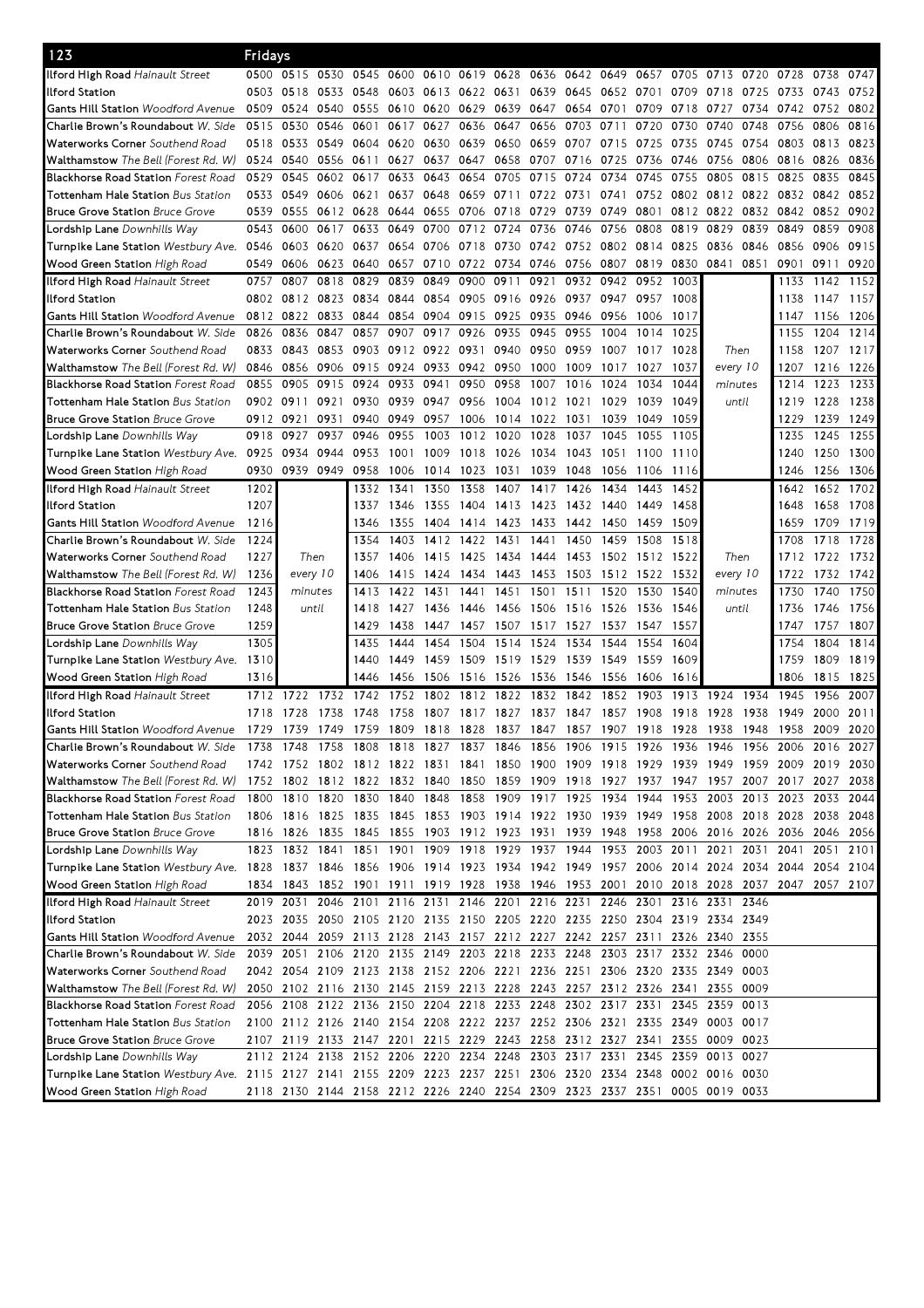# 123 Fridays

| Stop | | | | | | | | | | | | | | | | | | |
|---|---|---|---|---|---|---|---|---|---|---|---|---|---|---|---|---|---|---|
| **Ilford High Road** *Hainault Street* | 0500 | 0515 | 0530 | 0545 | 0600 | 0610 | 0619 | 0628 | 0636 | 0642 | 0649 | 0657 | 0705 | 0713 | 0720 | 0728 | 0738 | 0747 |
| **Ilford Station** | 0503 | 0518 | 0533 | 0548 | 0603 | 0613 | 0622 | 0631 | 0639 | 0645 | 0652 | 0701 | 0709 | 0718 | 0725 | 0733 | 0743 | 0752 |
| **Gants Hill Station** *Woodford Avenue* | 0509 | 0524 | 0540 | 0555 | 0610 | 0620 | 0629 | 0639 | 0647 | 0654 | 0701 | 0709 | 0718 | 0727 | 0734 | 0742 | 0752 | 0802 |
| **Charlie Brown's Roundabout** *W. Side* | 0515 | 0530 | 0546 | 0601 | 0617 | 0627 | 0636 | 0647 | 0656 | 0703 | 0711 | 0720 | 0730 | 0740 | 0748 | 0756 | 0806 | 0816 |
| **Waterworks Corner** *Southend Road* | 0518 | 0533 | 0549 | 0604 | 0620 | 0630 | 0639 | 0650 | 0659 | 0707 | 0715 | 0725 | 0735 | 0745 | 0754 | 0803 | 0813 | 0823 |
| **Walthamstow** *The Bell (Forest Rd. W)* | 0524 | 0540 | 0556 | 0611 | 0627 | 0637 | 0647 | 0658 | 0707 | 0716 | 0725 | 0736 | 0746 | 0756 | 0806 | 0816 | 0826 | 0836 |
| **Blackhorse Road Station** *Forest Road* | 0529 | 0545 | 0602 | 0617 | 0633 | 0643 | 0654 | 0705 | 0715 | 0724 | 0734 | 0745 | 0755 | 0805 | 0815 | 0825 | 0835 | 0845 |
| **Tottenham Hale Station** *Bus Station* | 0533 | 0549 | 0606 | 0621 | 0637 | 0648 | 0659 | 0711 | 0722 | 0731 | 0741 | 0752 | 0802 | 0812 | 0822 | 0832 | 0842 | 0852 |
| **Bruce Grove Station** *Bruce Grove* | 0539 | 0555 | 0612 | 0628 | 0644 | 0655 | 0706 | 0718 | 0729 | 0739 | 0749 | 0801 | 0812 | 0822 | 0832 | 0842 | 0852 | 0902 |
| **Lordship Lane** *Downhills Way* | 0543 | 0600 | 0617 | 0633 | 0649 | 0700 | 0712 | 0724 | 0736 | 0746 | 0756 | 0808 | 0819 | 0829 | 0839 | 0849 | 0859 | 0908 |
| **Turnpike Lane Station** *Westbury Ave.* | 0546 | 0603 | 0620 | 0637 | 0654 | 0706 | 0718 | 0730 | 0742 | 0752 | 0802 | 0814 | 0825 | 0836 | 0846 | 0856 | 0906 | 0915 |
| **Wood Green Station** *High Road* | 0549 | 0606 | 0623 | 0640 | 0657 | 0710 | 0722 | 0734 | 0746 | 0756 | 0807 | 0819 | 0830 | 0841 | 0851 | 0901 | 0911 | 0920 |

| Stop | | | | | | | | | | | | | | | | | | |
|---|---|---|---|---|---|---|---|---|---|---|---|---|---|---|---|---|---|---|
| **Ilford High Road** *Hainault Street* | 0757 | 0807 | 0818 | 0829 | 0839 | 0849 | 0900 | 0911 | 0921 | 0932 | 0942 | 0952 | 1003 | Then every 10 minutes until | | 1133 | 1142 | 1152 |
| **Ilford Station** | 0802 | 0812 | 0823 | 0834 | 0844 | 0854 | 0905 | 0916 | 0926 | 0937 | 0947 | 0957 | 1008 | | | 1138 | 1147 | 1157 |
| **Gants Hill Station** *Woodford Avenue* | 0812 | 0822 | 0833 | 0844 | 0854 | 0904 | 0915 | 0925 | 0935 | 0946 | 0956 | 1006 | 1017 | | | 1147 | 1156 | 1206 |
| **Charlie Brown's Roundabout** *W. Side* | 0826 | 0836 | 0847 | 0857 | 0907 | 0917 | 0926 | 0935 | 0945 | 0955 | 1004 | 1014 | 1025 | | | 1155 | 1204 | 1214 |
| **Waterworks Corner** *Southend Road* | 0833 | 0843 | 0853 | 0903 | 0912 | 0922 | 0931 | 0940 | 0950 | 0959 | 1007 | 1017 | 1028 | | | 1158 | 1207 | 1217 |
| **Walthamstow** *The Bell (Forest Rd. W)* | 0846 | 0856 | 0906 | 0915 | 0924 | 0933 | 0942 | 0950 | 1000 | 1009 | 1017 | 1027 | 1037 | | | 1207 | 1216 | 1226 |
| **Blackhorse Road Station** *Forest Road* | 0855 | 0905 | 0915 | 0924 | 0933 | 0941 | 0950 | 0958 | 1007 | 1016 | 1024 | 1034 | 1044 | | | 1214 | 1223 | 1233 |
| **Tottenham Hale Station** *Bus Station* | 0902 | 0911 | 0921 | 0930 | 0939 | 0947 | 0956 | 1004 | 1012 | 1021 | 1029 | 1039 | 1049 | | | 1219 | 1228 | 1238 |
| **Bruce Grove Station** *Bruce Grove* | 0912 | 0921 | 0931 | 0940 | 0949 | 0957 | 1006 | 1014 | 1022 | 1031 | 1039 | 1049 | 1059 | | | 1229 | 1239 | 1249 |
| **Lordship Lane** *Downhills Way* | 0918 | 0927 | 0937 | 0946 | 0955 | 1003 | 1012 | 1020 | 1028 | 1037 | 1045 | 1055 | 1105 | | | 1235 | 1245 | 1255 |
| **Turnpike Lane Station** *Westbury Ave.* | 0925 | 0934 | 0944 | 0953 | 1001 | 1009 | 1018 | 1026 | 1034 | 1043 | 1051 | 1100 | 1110 | | | 1240 | 1250 | 1300 |
| **Wood Green Station** *High Road* | 0930 | 0939 | 0949 | 0958 | 1006 | 1014 | 1023 | 1031 | 1039 | 1048 | 1056 | 1106 | 1116 | | | 1246 | 1256 | 1306 |

| Stop | | | | | | | | | | | | | | | | | | |
|---|---|---|---|---|---|---|---|---|---|---|---|---|---|---|---|---|---|---|
| **Ilford High Road** *Hainault Street* | 1202 | Then every 10 minutes until | | 1332 | 1341 | 1350 | 1358 | 1407 | 1417 | 1426 | 1434 | 1443 | 1452 | Then every 10 minutes until | | 1642 | 1652 | 1702 |
| **Ilford Station** | 1207 | | | 1337 | 1346 | 1355 | 1404 | 1413 | 1423 | 1432 | 1440 | 1449 | 1458 | | | 1648 | 1658 | 1708 |
| **Gants Hill Station** *Woodford Avenue* | 1216 | | | 1346 | 1355 | 1404 | 1414 | 1423 | 1433 | 1442 | 1450 | 1459 | 1509 | | | 1659 | 1709 | 1719 |
| **Charlie Brown's Roundabout** *W. Side* | 1224 | | | 1354 | 1403 | 1412 | 1422 | 1431 | 1441 | 1450 | 1459 | 1508 | 1518 | | | 1708 | 1718 | 1728 |
| **Waterworks Corner** *Southend Road* | 1227 | | | 1357 | 1406 | 1415 | 1425 | 1434 | 1444 | 1453 | 1502 | 1512 | 1522 | | | 1712 | 1722 | 1732 |
| **Walthamstow** *The Bell (Forest Rd. W)* | 1236 | | | 1406 | 1415 | 1424 | 1434 | 1443 | 1453 | 1503 | 1512 | 1522 | 1532 | | | 1722 | 1732 | 1742 |
| **Blackhorse Road Station** *Forest Road* | 1243 | | | 1413 | 1422 | 1431 | 1441 | 1451 | 1501 | 1511 | 1520 | 1530 | 1540 | | | 1730 | 1740 | 1750 |
| **Tottenham Hale Station** *Bus Station* | 1248 | | | 1418 | 1427 | 1436 | 1446 | 1456 | 1506 | 1516 | 1526 | 1536 | 1546 | | | 1736 | 1746 | 1756 |
| **Bruce Grove Station** *Bruce Grove* | 1259 | | | 1429 | 1438 | 1447 | 1457 | 1507 | 1517 | 1527 | 1537 | 1547 | 1557 | | | 1747 | 1757 | 1807 |
| **Lordship Lane** *Downhills Way* | 1305 | | | 1435 | 1444 | 1454 | 1504 | 1514 | 1524 | 1534 | 1544 | 1554 | 1604 | | | 1754 | 1804 | 1814 |
| **Turnpike Lane Station** *Westbury Ave.* | 1310 | | | 1440 | 1449 | 1459 | 1509 | 1519 | 1529 | 1539 | 1549 | 1559 | 1609 | | | 1759 | 1809 | 1819 |
| **Wood Green Station** *High Road* | 1316 | | | 1446 | 1456 | 1506 | 1516 | 1526 | 1536 | 1546 | 1556 | 1606 | 1616 | | | 1806 | 1815 | 1825 |

| Stop | | | | | | | | | | | | | | | | | | |
|---|---|---|---|---|---|---|---|---|---|---|---|---|---|---|---|---|---|---|
| **Ilford High Road** *Hainault Street* | 1712 | 1722 | 1732 | 1742 | 1752 | 1802 | 1812 | 1822 | 1832 | 1842 | 1852 | 1903 | 1913 | 1924 | 1934 | 1945 | 1956 | 2007 |
| **Ilford Station** | 1718 | 1728 | 1738 | 1748 | 1758 | 1807 | 1817 | 1827 | 1837 | 1847 | 1857 | 1908 | 1918 | 1928 | 1938 | 1949 | 2000 | 2011 |
| **Gants Hill Station** *Woodford Avenue* | 1729 | 1739 | 1749 | 1759 | 1809 | 1818 | 1828 | 1837 | 1847 | 1857 | 1907 | 1918 | 1928 | 1938 | 1948 | 1958 | 2009 | 2020 |
| **Charlie Brown's Roundabout** *W. Side* | 1738 | 1748 | 1758 | 1808 | 1818 | 1827 | 1837 | 1846 | 1856 | 1906 | 1915 | 1926 | 1936 | 1946 | 1956 | 2006 | 2016 | 2027 |
| **Waterworks Corner** *Southend Road* | 1742 | 1752 | 1802 | 1812 | 1822 | 1831 | 1841 | 1850 | 1900 | 1909 | 1918 | 1929 | 1939 | 1949 | 1959 | 2009 | 2019 | 2030 |
| **Walthamstow** *The Bell (Forest Rd. W)* | 1752 | 1802 | 1812 | 1822 | 1832 | 1840 | 1850 | 1859 | 1909 | 1918 | 1927 | 1937 | 1947 | 1957 | 2007 | 2017 | 2027 | 2038 |
| **Blackhorse Road Station** *Forest Road* | 1800 | 1810 | 1820 | 1830 | 1840 | 1848 | 1858 | 1909 | 1917 | 1925 | 1934 | 1944 | 1953 | 2003 | 2013 | 2023 | 2033 | 2044 |
| **Tottenham Hale Station** *Bus Station* | 1806 | 1816 | 1825 | 1835 | 1845 | 1853 | 1903 | 1914 | 1922 | 1930 | 1939 | 1949 | 1958 | 2008 | 2018 | 2028 | 2038 | 2048 |
| **Bruce Grove Station** *Bruce Grove* | 1816 | 1826 | 1835 | 1845 | 1855 | 1903 | 1912 | 1923 | 1931 | 1939 | 1948 | 1958 | 2006 | 2016 | 2026 | 2036 | 2046 | 2056 |
| **Lordship Lane** *Downhills Way* | 1823 | 1832 | 1841 | 1851 | 1901 | 1909 | 1918 | 1929 | 1937 | 1944 | 1953 | 2003 | 2011 | 2021 | 2031 | 2041 | 2051 | 2101 |
| **Turnpike Lane Station** *Westbury Ave.* | 1828 | 1837 | 1846 | 1856 | 1906 | 1914 | 1923 | 1934 | 1942 | 1949 | 1957 | 2006 | 2014 | 2024 | 2034 | 2044 | 2054 | 2104 |
| **Wood Green Station** *High Road* | 1834 | 1843 | 1852 | 1901 | 1911 | 1919 | 1928 | 1938 | 1946 | 1953 | 2001 | 2010 | 2018 | 2028 | 2037 | 2047 | 2057 | 2107 |

| Stop | | | | | | | | | | | | | | | |
|---|---|---|---|---|---|---|---|---|---|---|---|---|---|---|---|
| **Ilford High Road** *Hainault Street* | 2019 | 2031 | 2046 | 2101 | 2116 | 2131 | 2146 | 2201 | 2216 | 2231 | 2246 | 2301 | 2316 | 2331 | 2346 |
| **Ilford Station** | 2023 | 2035 | 2050 | 2105 | 2120 | 2135 | 2150 | 2205 | 2220 | 2235 | 2250 | 2304 | 2319 | 2334 | 2349 |
| **Gants Hill Station** *Woodford Avenue* | 2032 | 2044 | 2059 | 2113 | 2128 | 2143 | 2157 | 2212 | 2227 | 2242 | 2257 | 2311 | 2326 | 2340 | 2355 |
| **Charlie Brown's Roundabout** *W. Side* | 2039 | 2051 | 2106 | 2120 | 2135 | 2149 | 2203 | 2218 | 2233 | 2248 | 2303 | 2317 | 2332 | 2346 | 0000 |
| **Waterworks Corner** *Southend Road* | 2042 | 2054 | 2109 | 2123 | 2138 | 2152 | 2206 | 2221 | 2236 | 2251 | 2306 | 2320 | 2335 | 2349 | 0003 |
| **Walthamstow** *The Bell (Forest Rd. W)* | 2050 | 2102 | 2116 | 2130 | 2145 | 2159 | 2213 | 2228 | 2243 | 2257 | 2312 | 2326 | 2341 | 2355 | 0009 |
| **Blackhorse Road Station** *Forest Road* | 2056 | 2108 | 2122 | 2136 | 2150 | 2204 | 2218 | 2233 | 2248 | 2302 | 2317 | 2331 | 2345 | 2359 | 0013 |
| **Tottenham Hale Station** *Bus Station* | 2100 | 2112 | 2126 | 2140 | 2154 | 2208 | 2222 | 2237 | 2252 | 2306 | 2321 | 2335 | 2349 | 0003 | 0017 |
| **Bruce Grove Station** *Bruce Grove* | 2107 | 2119 | 2133 | 2147 | 2201 | 2215 | 2229 | 2243 | 2258 | 2312 | 2327 | 2341 | 2355 | 0009 | 0023 |
| **Lordship Lane** *Downhills Way* | 2112 | 2124 | 2138 | 2152 | 2206 | 2220 | 2234 | 2248 | 2303 | 2317 | 2331 | 2345 | 2359 | 0013 | 0027 |
| **Turnpike Lane Station** *Westbury Ave.* | 2115 | 2127 | 2141 | 2155 | 2209 | 2223 | 2237 | 2251 | 2306 | 2320 | 2334 | 2348 | 0002 | 0016 | 0030 |
| **Wood Green Station** *High Road* | 2118 | 2130 | 2144 | 2158 | 2212 | 2226 | 2240 | 2254 | 2309 | 2323 | 2337 | 2351 | 0005 | 0019 | 0033 |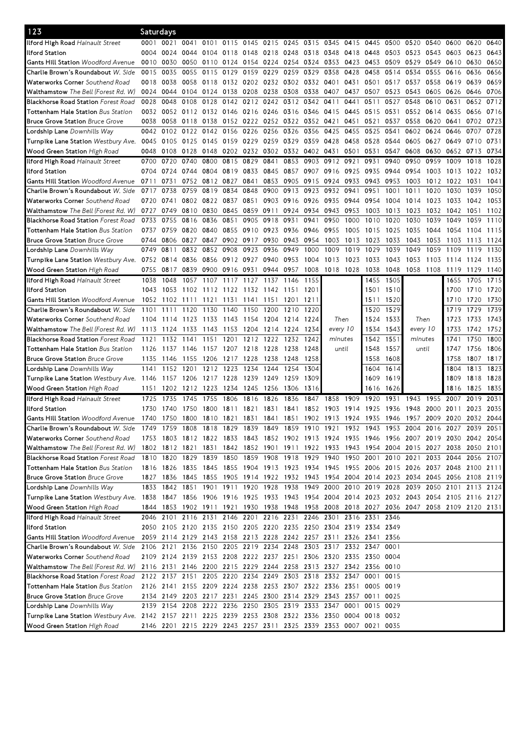# 123 Saturdays

| Stop | | | | | | | | | | | | | | | | | | |
|---|---|---|---|---|---|---|---|---|---|---|---|---|---|---|---|---|---|---|
| Ilford High Road *Hainault Street* | 0001 | 0021 | 0041 | 0101 | 0115 | 0145 | 0215 | 0245 | 0315 | 0345 | 0415 | 0445 | 0500 | 0520 | 0540 | 0600 | 0620 | 0640 |
| Ilford Station | 0004 | 0024 | 0044 | 0104 | 0118 | 0148 | 0218 | 0248 | 0318 | 0348 | 0418 | 0448 | 0503 | 0523 | 0543 | 0603 | 0623 | 0643 |
| Gants Hill Station *Woodford Avenue* | 0010 | 0030 | 0050 | 0110 | 0124 | 0154 | 0224 | 0254 | 0324 | 0353 | 0423 | 0453 | 0509 | 0529 | 0549 | 0610 | 0630 | 0650 |
| Charlie Brown's Roundabout *W. Side* | 0015 | 0035 | 0055 | 0115 | 0129 | 0159 | 0229 | 0259 | 0329 | 0358 | 0428 | 0458 | 0514 | 0534 | 0555 | 0616 | 0636 | 0656 |
| Waterworks Corner *Southend Road* | 0018 | 0038 | 0058 | 0118 | 0132 | 0202 | 0232 | 0302 | 0332 | 0401 | 0431 | 0501 | 0517 | 0537 | 0558 | 0619 | 0639 | 0659 |
| Walthamstow *The Bell (Forest Rd. W)* | 0024 | 0044 | 0104 | 0124 | 0138 | 0208 | 0238 | 0308 | 0338 | 0407 | 0437 | 0507 | 0523 | 0543 | 0605 | 0626 | 0646 | 0706 |
| Blackhorse Road Station *Forest Road* | 0028 | 0048 | 0108 | 0128 | 0142 | 0212 | 0242 | 0312 | 0342 | 0411 | 0441 | 0511 | 0527 | 0548 | 0610 | 0631 | 0652 | 0712 |
| Tottenham Hale Station *Bus Station* | 0032 | 0052 | 0112 | 0132 | 0146 | 0216 | 0246 | 0316 | 0346 | 0415 | 0445 | 0515 | 0531 | 0552 | 0614 | 0635 | 0656 | 0716 |
| Bruce Grove Station *Bruce Grove* | 0038 | 0058 | 0118 | 0138 | 0152 | 0222 | 0252 | 0322 | 0352 | 0421 | 0451 | 0521 | 0537 | 0558 | 0620 | 0641 | 0702 | 0723 |
| Lordship Lane *Downhills Way* | 0042 | 0102 | 0122 | 0142 | 0156 | 0226 | 0256 | 0326 | 0356 | 0425 | 0455 | 0525 | 0541 | 0602 | 0624 | 0646 | 0707 | 0728 |
| Turnpike Lane Station *Westbury Ave.* | 0045 | 0105 | 0125 | 0145 | 0159 | 0229 | 0259 | 0329 | 0359 | 0428 | 0458 | 0528 | 0544 | 0605 | 0627 | 0649 | 0710 | 0731 |
| Wood Green Station *High Road* | 0048 | 0108 | 0128 | 0148 | 0202 | 0232 | 0302 | 0332 | 0402 | 0431 | 0501 | 0531 | 0547 | 0608 | 0630 | 0652 | 0713 | 0734 |
| Ilford High Road *Hainault Street* | 0700 | 0720 | 0740 | 0800 | 0815 | 0829 | 0841 | 0853 | 0903 | 0912 | 0921 | 0931 | 0940 | 0950 | 0959 | 1009 | 1018 | 1028 |
| Ilford Station | 0704 | 0724 | 0744 | 0804 | 0819 | 0833 | 0845 | 0857 | 0907 | 0916 | 0925 | 0935 | 0944 | 0954 | 1003 | 1013 | 1022 | 1032 |
| Gants Hill Station *Woodford Avenue* | 0711 | 0731 | 0752 | 0812 | 0827 | 0841 | 0853 | 0905 | 0915 | 0924 | 0933 | 0943 | 0953 | 1003 | 1012 | 1022 | 1031 | 1041 |
| Charlie Brown's Roundabout *W. Side* | 0717 | 0738 | 0759 | 0819 | 0834 | 0848 | 0900 | 0913 | 0923 | 0932 | 0941 | 0951 | 1001 | 1011 | 1020 | 1030 | 1039 | 1050 |
| Waterworks Corner *Southend Road* | 0720 | 0741 | 0802 | 0822 | 0837 | 0851 | 0903 | 0916 | 0926 | 0935 | 0944 | 0954 | 1004 | 1014 | 1023 | 1033 | 1042 | 1053 |
| Walthamstow *The Bell (Forest Rd. W)* | 0727 | 0749 | 0810 | 0830 | 0845 | 0859 | 0911 | 0924 | 0934 | 0943 | 0953 | 1003 | 1013 | 1023 | 1032 | 1042 | 1051 | 1102 |
| Blackhorse Road Station *Forest Road* | 0733 | 0755 | 0816 | 0836 | 0851 | 0905 | 0918 | 0931 | 0941 | 0950 | 1000 | 1010 | 1020 | 1030 | 1039 | 1049 | 1059 | 1110 |
| Tottenham Hale Station *Bus Station* | 0737 | 0759 | 0820 | 0840 | 0855 | 0910 | 0923 | 0936 | 0946 | 0955 | 1005 | 1015 | 1025 | 1035 | 1044 | 1054 | 1104 | 1115 |
| Bruce Grove Station *Bruce Grove* | 0744 | 0806 | 0827 | 0847 | 0902 | 0917 | 0930 | 0943 | 0954 | 1003 | 1013 | 1023 | 1033 | 1043 | 1053 | 1103 | 1113 | 1124 |
| Lordship Lane *Downhills Way* | 0749 | 0811 | 0832 | 0852 | 0908 | 0923 | 0936 | 0949 | 1000 | 1009 | 1019 | 1029 | 1039 | 1049 | 1059 | 1109 | 1119 | 1130 |
| Turnpike Lane Station *Westbury Ave.* | 0752 | 0814 | 0836 | 0856 | 0912 | 0927 | 0940 | 0953 | 1004 | 1013 | 1023 | 1033 | 1043 | 1053 | 1103 | 1114 | 1124 | 1135 |
| Wood Green Station *High Road* | 0755 | 0817 | 0839 | 0900 | 0916 | 0931 | 0944 | 0957 | 1008 | 1018 | 1028 | 1038 | 1048 | 1058 | 1108 | 1119 | 1129 | 1140 |
| Ilford High Road *Hainault Street* | 1038 | 1048 | 1057 | 1107 | 1117 | 1127 | 1137 | 1146 | 1155 | Then every 10 minutes until | | 1455 | 1505 | Then every 10 minutes until | | 1655 | 1705 | 1715 |
| Ilford Station | 1043 | 1053 | 1102 | 1112 | 1122 | 1132 | 1142 | 1151 | 1201 | | | 1501 | 1510 | | | 1700 | 1710 | 1720 |
| Gants Hill Station *Woodford Avenue* | 1052 | 1102 | 1111 | 1121 | 1131 | 1141 | 1151 | 1201 | 1211 | | | 1511 | 1520 | | | 1710 | 1720 | 1730 |
| Charlie Brown's Roundabout *W. Side* | 1101 | 1111 | 1120 | 1130 | 1140 | 1150 | 1200 | 1210 | 1220 | | | 1520 | 1529 | | | 1719 | 1729 | 1739 |
| Waterworks Corner *Southend Road* | 1104 | 1114 | 1123 | 1133 | 1143 | 1154 | 1204 | 1214 | 1224 | | | 1524 | 1533 | | | 1723 | 1733 | 1743 |
| Walthamstow *The Bell (Forest Rd. W)* | 1113 | 1124 | 1133 | 1143 | 1153 | 1204 | 1214 | 1224 | 1234 | | | 1534 | 1543 | | | 1733 | 1742 | 1752 |
| Blackhorse Road Station *Forest Road* | 1121 | 1132 | 1141 | 1151 | 1201 | 1212 | 1222 | 1232 | 1242 | | | 1542 | 1551 | | | 1741 | 1750 | 1800 |
| Tottenham Hale Station *Bus Station* | 1126 | 1137 | 1146 | 1157 | 1207 | 1218 | 1228 | 1238 | 1248 | | | 1548 | 1557 | | | 1747 | 1756 | 1806 |
| Bruce Grove Station *Bruce Grove* | 1135 | 1146 | 1155 | 1206 | 1217 | 1228 | 1238 | 1248 | 1258 | | | 1558 | 1608 | | | 1758 | 1807 | 1817 |
| Lordship Lane *Downhills Way* | 1141 | 1152 | 1201 | 1212 | 1223 | 1234 | 1244 | 1254 | 1304 | | | 1604 | 1614 | | | 1804 | 1813 | 1823 |
| Turnpike Lane Station *Westbury Ave.* | 1146 | 1157 | 1206 | 1217 | 1228 | 1239 | 1249 | 1259 | 1309 | | | 1609 | 1619 | | | 1809 | 1818 | 1828 |
| Wood Green Station *High Road* | 1151 | 1202 | 1212 | 1223 | 1234 | 1245 | 1256 | 1306 | 1316 | | | 1616 | 1626 | | | 1816 | 1825 | 1835 |
| Ilford High Road *Hainault Street* | 1725 | 1735 | 1745 | 1755 | 1806 | 1816 | 1826 | 1836 | 1847 | 1858 | 1909 | 1920 | 1931 | 1943 | 1955 | 2007 | 2019 | 2031 |
| Ilford Station | 1730 | 1740 | 1750 | 1800 | 1811 | 1821 | 1831 | 1841 | 1852 | 1903 | 1914 | 1925 | 1936 | 1948 | 2000 | 2011 | 2023 | 2035 |
| Gants Hill Station *Woodford Avenue* | 1740 | 1750 | 1800 | 1810 | 1821 | 1831 | 1841 | 1851 | 1902 | 1913 | 1924 | 1935 | 1946 | 1957 | 2009 | 2020 | 2032 | 2044 |
| Charlie Brown's Roundabout *W. Side* | 1749 | 1759 | 1808 | 1818 | 1829 | 1839 | 1849 | 1859 | 1910 | 1921 | 1932 | 1943 | 1953 | 2004 | 2016 | 2027 | 2039 | 2051 |
| Waterworks Corner *Southend Road* | 1753 | 1803 | 1812 | 1822 | 1833 | 1843 | 1852 | 1902 | 1913 | 1924 | 1935 | 1946 | 1956 | 2007 | 2019 | 2030 | 2042 | 2054 |
| Walthamstow *The Bell (Forest Rd. W)* | 1802 | 1812 | 1821 | 1831 | 1842 | 1852 | 1901 | 1911 | 1922 | 1933 | 1943 | 1954 | 2004 | 2015 | 2027 | 2038 | 2050 | 2101 |
| Blackhorse Road Station *Forest Road* | 1810 | 1820 | 1829 | 1839 | 1850 | 1859 | 1908 | 1918 | 1929 | 1940 | 1950 | 2001 | 2010 | 2021 | 2033 | 2044 | 2056 | 2107 |
| Tottenham Hale Station *Bus Station* | 1816 | 1826 | 1835 | 1845 | 1855 | 1904 | 1913 | 1923 | 1934 | 1945 | 1955 | 2006 | 2015 | 2026 | 2037 | 2048 | 2100 | 2111 |
| Bruce Grove Station *Bruce Grove* | 1827 | 1836 | 1845 | 1855 | 1905 | 1914 | 1922 | 1932 | 1943 | 1954 | 2004 | 2014 | 2023 | 2034 | 2045 | 2056 | 2108 | 2119 |
| Lordship Lane *Downhills Way* | 1833 | 1842 | 1851 | 1901 | 1911 | 1920 | 1928 | 1938 | 1949 | 2000 | 2010 | 2019 | 2028 | 2039 | 2050 | 2101 | 2113 | 2124 |
| Turnpike Lane Station *Westbury Ave.* | 1838 | 1847 | 1856 | 1906 | 1916 | 1925 | 1933 | 1943 | 1954 | 2004 | 2014 | 2023 | 2032 | 2043 | 2054 | 2105 | 2116 | 2127 |
| Wood Green Station *High Road* | 1844 | 1853 | 1902 | 1911 | 1921 | 1930 | 1938 | 1948 | 1958 | 2008 | 2018 | 2027 | 2036 | 2047 | 2058 | 2109 | 2120 | 2131 |
| Ilford High Road *Hainault Street* | 2046 | 2101 | 2116 | 2131 | 2146 | 2201 | 2216 | 2231 | 2246 | 2301 | 2316 | 2331 | 2346 | | | | | |
| Ilford Station | 2050 | 2105 | 2120 | 2135 | 2150 | 2205 | 2220 | 2235 | 2250 | 2304 | 2319 | 2334 | 2349 | | | | | |
| Gants Hill Station *Woodford Avenue* | 2059 | 2114 | 2129 | 2143 | 2158 | 2213 | 2228 | 2242 | 2257 | 2311 | 2326 | 2341 | 2356 | | | | | |
| Charlie Brown's Roundabout *W. Side* | 2106 | 2121 | 2136 | 2150 | 2205 | 2219 | 2234 | 2248 | 2303 | 2317 | 2332 | 2347 | 0001 | | | | | |
| Waterworks Corner *Southend Road* | 2109 | 2124 | 2139 | 2153 | 2208 | 2222 | 2237 | 2251 | 2306 | 2320 | 2335 | 2350 | 0004 | | | | | |
| Walthamstow *The Bell (Forest Rd. W)* | 2116 | 2131 | 2146 | 2200 | 2215 | 2229 | 2244 | 2258 | 2313 | 2327 | 2342 | 2356 | 0010 | | | | | |
| Blackhorse Road Station *Forest Road* | 2122 | 2137 | 2151 | 2205 | 2220 | 2234 | 2249 | 2303 | 2318 | 2332 | 2347 | 0001 | 0015 | | | | | |
| Tottenham Hale Station *Bus Station* | 2126 | 2141 | 2155 | 2209 | 2224 | 2238 | 2253 | 2307 | 2322 | 2336 | 2351 | 0005 | 0019 | | | | | |
| Bruce Grove Station *Bruce Grove* | 2134 | 2149 | 2203 | 2217 | 2231 | 2245 | 2300 | 2314 | 2329 | 2343 | 2357 | 0011 | 0025 | | | | | |
| Lordship Lane *Downhills Way* | 2139 | 2154 | 2208 | 2222 | 2236 | 2250 | 2305 | 2319 | 2333 | 2347 | 0001 | 0015 | 0029 | | | | | |
| Turnpike Lane Station *Westbury Ave.* | 2142 | 2157 | 2211 | 2225 | 2239 | 2253 | 2308 | 2322 | 2336 | 2350 | 0004 | 0018 | 0032 | | | | | |
| Wood Green Station *High Road* | 2146 | 2201 | 2215 | 2229 | 2243 | 2257 | 2311 | 2325 | 2339 | 2353 | 0007 | 0021 | 0035 | | | | | |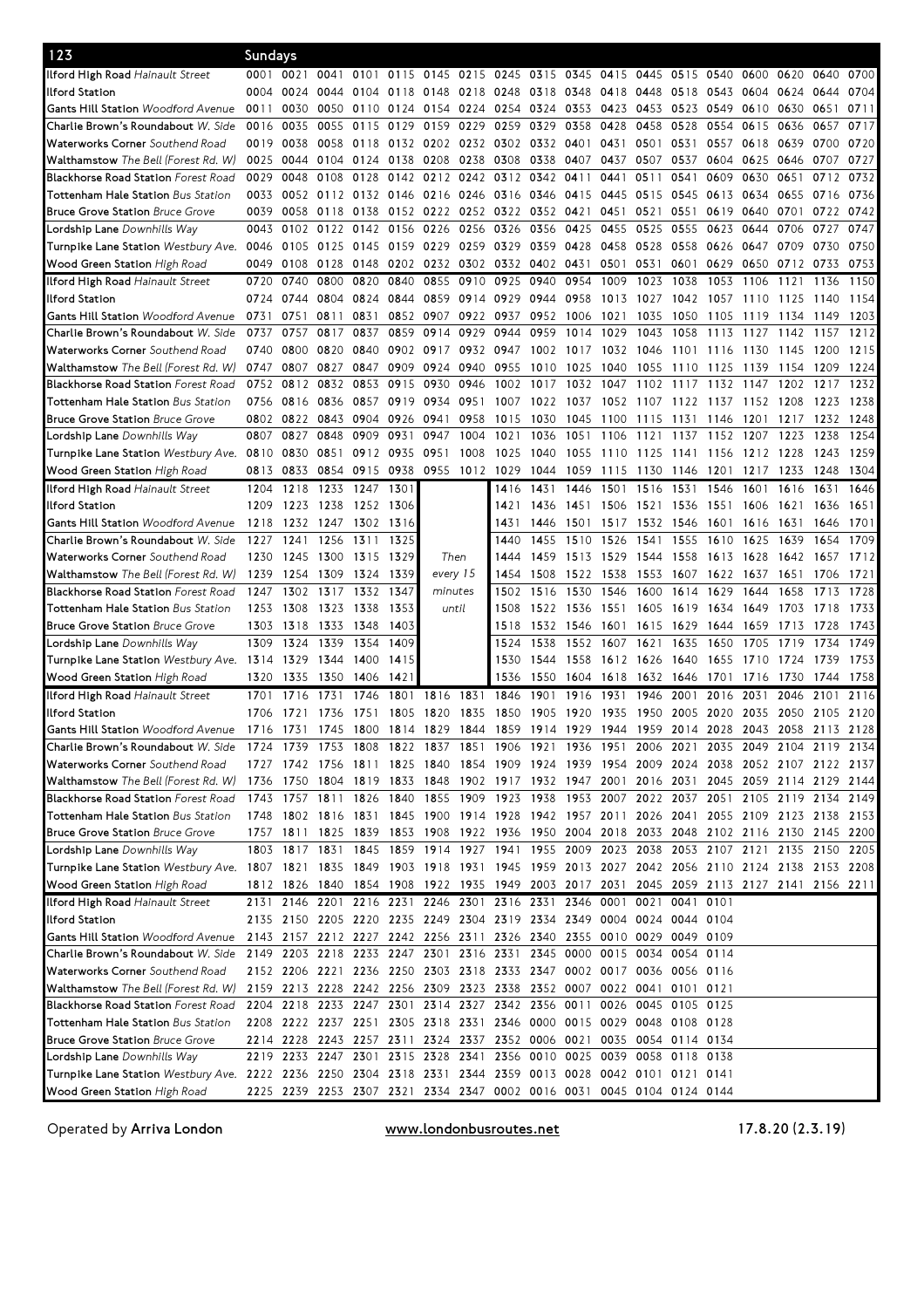## 123 Sundays

| Stop | | | | | | | | | | | | | | | | | | |
|---|---|---|---|---|---|---|---|---|---|---|---|---|---|---|---|---|---|---|
| **Ilford High Road** *Hainault Street* | 0001 | 0021 | 0041 | 0101 | 0115 | 0145 | 0215 | 0245 | 0315 | 0345 | 0415 | 0445 | 0515 | 0540 | 0600 | 0620 | 0640 | 0700 |
| **Ilford Station** | 0004 | 0024 | 0044 | 0104 | 0118 | 0148 | 0218 | 0248 | 0318 | 0348 | 0418 | 0448 | 0518 | 0543 | 0604 | 0624 | 0644 | 0704 |
| **Gants Hill Station** *Woodford Avenue* | 0011 | 0030 | 0050 | 0110 | 0124 | 0154 | 0224 | 0254 | 0324 | 0353 | 0423 | 0453 | 0523 | 0549 | 0610 | 0630 | 0651 | 0711 |
| **Charlie Brown's Roundabout** *W. Side* | 0016 | 0035 | 0055 | 0115 | 0129 | 0159 | 0229 | 0259 | 0329 | 0358 | 0428 | 0458 | 0528 | 0554 | 0615 | 0636 | 0657 | 0717 |
| **Waterworks Corner** *Southend Road* | 0019 | 0038 | 0058 | 0118 | 0132 | 0202 | 0232 | 0302 | 0332 | 0401 | 0431 | 0501 | 0531 | 0557 | 0618 | 0639 | 0700 | 0720 |
| **Walthamstow** *The Bell (Forest Rd. W)* | 0025 | 0044 | 0104 | 0124 | 0138 | 0208 | 0238 | 0308 | 0338 | 0407 | 0437 | 0507 | 0537 | 0604 | 0625 | 0646 | 0707 | 0727 |
| **Blackhorse Road Station** *Forest Road* | 0029 | 0048 | 0108 | 0128 | 0142 | 0212 | 0242 | 0312 | 0342 | 0411 | 0441 | 0511 | 0541 | 0609 | 0630 | 0651 | 0712 | 0732 |
| **Tottenham Hale Station** *Bus Station* | 0033 | 0052 | 0112 | 0132 | 0146 | 0216 | 0246 | 0316 | 0346 | 0415 | 0445 | 0515 | 0545 | 0613 | 0634 | 0655 | 0716 | 0736 |
| **Bruce Grove Station** *Bruce Grove* | 0039 | 0058 | 0118 | 0138 | 0152 | 0222 | 0252 | 0322 | 0352 | 0421 | 0451 | 0521 | 0551 | 0619 | 0640 | 0701 | 0722 | 0742 |
| **Lordship Lane** *Downhills Way* | 0043 | 0102 | 0122 | 0142 | 0156 | 0226 | 0256 | 0326 | 0356 | 0425 | 0455 | 0525 | 0555 | 0623 | 0644 | 0706 | 0727 | 0747 |
| **Turnpike Lane Station** *Westbury Ave.* | 0046 | 0105 | 0125 | 0145 | 0159 | 0229 | 0259 | 0329 | 0359 | 0428 | 0458 | 0528 | 0558 | 0626 | 0647 | 0709 | 0730 | 0750 |
| **Wood Green Station** *High Road* | 0049 | 0108 | 0128 | 0148 | 0202 | 0232 | 0302 | 0332 | 0402 | 0431 | 0501 | 0531 | 0601 | 0629 | 0650 | 0712 | 0733 | 0753 |
| **Ilford High Road** *Hainault Street* | 0720 | 0740 | 0800 | 0820 | 0840 | 0855 | 0910 | 0925 | 0940 | 0954 | 1009 | 1023 | 1038 | 1053 | 1106 | 1121 | 1136 | 1150 |
| **Ilford Station** | 0724 | 0744 | 0804 | 0824 | 0844 | 0859 | 0914 | 0929 | 0944 | 0958 | 1013 | 1027 | 1042 | 1057 | 1110 | 1125 | 1140 | 1154 |
| **Gants Hill Station** *Woodford Avenue* | 0731 | 0751 | 0811 | 0831 | 0852 | 0907 | 0922 | 0937 | 0952 | 1006 | 1021 | 1035 | 1050 | 1105 | 1119 | 1134 | 1149 | 1203 |
| **Charlie Brown's Roundabout** *W. Side* | 0737 | 0757 | 0817 | 0837 | 0859 | 0914 | 0929 | 0944 | 0959 | 1014 | 1029 | 1043 | 1058 | 1113 | 1127 | 1142 | 1157 | 1212 |
| **Waterworks Corner** *Southend Road* | 0740 | 0800 | 0820 | 0840 | 0902 | 0917 | 0932 | 0947 | 1002 | 1017 | 1032 | 1046 | 1101 | 1116 | 1130 | 1145 | 1200 | 1215 |
| **Walthamstow** *The Bell (Forest Rd. W)* | 0747 | 0807 | 0827 | 0847 | 0909 | 0924 | 0940 | 0955 | 1010 | 1025 | 1040 | 1055 | 1110 | 1125 | 1139 | 1154 | 1209 | 1224 |
| **Blackhorse Road Station** *Forest Road* | 0752 | 0812 | 0832 | 0853 | 0915 | 0930 | 0946 | 1002 | 1017 | 1032 | 1047 | 1102 | 1117 | 1132 | 1147 | 1202 | 1217 | 1232 |
| **Tottenham Hale Station** *Bus Station* | 0756 | 0816 | 0836 | 0857 | 0919 | 0934 | 0951 | 1007 | 1022 | 1037 | 1052 | 1107 | 1122 | 1137 | 1152 | 1208 | 1223 | 1238 |
| **Bruce Grove Station** *Bruce Grove* | 0802 | 0822 | 0843 | 0904 | 0926 | 0941 | 0958 | 1015 | 1030 | 1045 | 1100 | 1115 | 1131 | 1146 | 1201 | 1217 | 1232 | 1248 |
| **Lordship Lane** *Downhills Way* | 0807 | 0827 | 0848 | 0909 | 0931 | 0947 | 1004 | 1021 | 1036 | 1051 | 1106 | 1121 | 1137 | 1152 | 1207 | 1223 | 1238 | 1254 |
| **Turnpike Lane Station** *Westbury Ave.* | 0810 | 0830 | 0851 | 0912 | 0935 | 0951 | 1008 | 1025 | 1040 | 1055 | 1110 | 1125 | 1141 | 1156 | 1212 | 1228 | 1243 | 1259 |
| **Wood Green Station** *High Road* | 0813 | 0833 | 0854 | 0915 | 0938 | 0955 | 1012 | 1029 | 1044 | 1059 | 1115 | 1130 | 1146 | 1201 | 1217 | 1233 | 1248 | 1304 |
| **Ilford High Road** *Hainault Street* | 1204 | 1218 | 1233 | 1247 | 1301 | | | 1416 | 1431 | 1446 | 1501 | 1516 | 1531 | 1546 | 1601 | 1616 | 1631 | 1646 |
| **Ilford Station** | 1209 | 1223 | 1238 | 1252 | 1306 | | | 1421 | 1436 | 1451 | 1506 | 1521 | 1536 | 1551 | 1606 | 1621 | 1636 | 1651 |
| **Gants Hill Station** *Woodford Avenue* | 1218 | 1232 | 1247 | 1302 | 1316 | | | 1431 | 1446 | 1501 | 1517 | 1532 | 1546 | 1601 | 1616 | 1631 | 1646 | 1701 |
| **Charlie Brown's Roundabout** *W. Side* | 1227 | 1241 | 1256 | 1311 | 1325 | | | 1440 | 1455 | 1510 | 1526 | 1541 | 1555 | 1610 | 1625 | 1639 | 1654 | 1709 |
| **Waterworks Corner** *Southend Road* | 1230 | 1245 | 1300 | 1315 | 1329 | Then | | 1444 | 1459 | 1513 | 1529 | 1544 | 1558 | 1613 | 1628 | 1642 | 1657 | 1712 |
| **Walthamstow** *The Bell (Forest Rd. W)* | 1239 | 1254 | 1309 | 1324 | 1339 | every 15 | | 1454 | 1508 | 1522 | 1538 | 1553 | 1607 | 1622 | 1637 | 1651 | 1706 | 1721 |
| **Blackhorse Road Station** *Forest Road* | 1247 | 1302 | 1317 | 1332 | 1347 | minutes | | 1502 | 1516 | 1530 | 1546 | 1600 | 1614 | 1629 | 1644 | 1658 | 1713 | 1728 |
| **Tottenham Hale Station** *Bus Station* | 1253 | 1308 | 1323 | 1338 | 1353 | until | | 1508 | 1522 | 1536 | 1551 | 1605 | 1619 | 1634 | 1649 | 1703 | 1718 | 1733 |
| **Bruce Grove Station** *Bruce Grove* | 1303 | 1318 | 1333 | 1348 | 1403 | | | 1518 | 1532 | 1546 | 1601 | 1615 | 1629 | 1644 | 1659 | 1713 | 1728 | 1743 |
| **Lordship Lane** *Downhills Way* | 1309 | 1324 | 1339 | 1354 | 1409 | | | 1524 | 1538 | 1552 | 1607 | 1621 | 1635 | 1650 | 1705 | 1719 | 1734 | 1749 |
| **Turnpike Lane Station** *Westbury Ave.* | 1314 | 1329 | 1344 | 1400 | 1415 | | | 1530 | 1544 | 1558 | 1612 | 1626 | 1640 | 1655 | 1710 | 1724 | 1739 | 1753 |
| **Wood Green Station** *High Road* | 1320 | 1335 | 1350 | 1406 | 1421 | | | 1536 | 1550 | 1604 | 1618 | 1632 | 1646 | 1701 | 1716 | 1730 | 1744 | 1758 |
| **Ilford High Road** *Hainault Street* | 1701 | 1716 | 1731 | 1746 | 1801 | 1816 | 1831 | 1846 | 1901 | 1916 | 1931 | 1946 | 2001 | 2016 | 2031 | 2046 | 2101 | 2116 |
| **Ilford Station** | 1706 | 1721 | 1736 | 1751 | 1805 | 1820 | 1835 | 1850 | 1905 | 1920 | 1935 | 1950 | 2005 | 2020 | 2035 | 2050 | 2105 | 2120 |
| **Gants Hill Station** *Woodford Avenue* | 1716 | 1731 | 1745 | 1800 | 1814 | 1829 | 1844 | 1859 | 1914 | 1929 | 1944 | 1959 | 2014 | 2028 | 2043 | 2058 | 2113 | 2128 |
| **Charlie Brown's Roundabout** *W. Side* | 1724 | 1739 | 1753 | 1808 | 1822 | 1837 | 1851 | 1906 | 1921 | 1936 | 1951 | 2006 | 2021 | 2035 | 2049 | 2104 | 2119 | 2134 |
| **Waterworks Corner** *Southend Road* | 1727 | 1742 | 1756 | 1811 | 1825 | 1840 | 1854 | 1909 | 1924 | 1939 | 1954 | 2009 | 2024 | 2038 | 2052 | 2107 | 2122 | 2137 |
| **Walthamstow** *The Bell (Forest Rd. W)* | 1736 | 1750 | 1804 | 1819 | 1833 | 1848 | 1902 | 1917 | 1932 | 1947 | 2001 | 2016 | 2031 | 2045 | 2059 | 2114 | 2129 | 2144 |
| **Blackhorse Road Station** *Forest Road* | 1743 | 1757 | 1811 | 1826 | 1840 | 1855 | 1909 | 1923 | 1938 | 1953 | 2007 | 2022 | 2037 | 2051 | 2105 | 2119 | 2134 | 2149 |
| **Tottenham Hale Station** *Bus Station* | 1748 | 1802 | 1816 | 1831 | 1845 | 1900 | 1914 | 1928 | 1942 | 1957 | 2011 | 2026 | 2041 | 2055 | 2109 | 2123 | 2138 | 2153 |
| **Bruce Grove Station** *Bruce Grove* | 1757 | 1811 | 1825 | 1839 | 1853 | 1908 | 1922 | 1936 | 1950 | 2004 | 2018 | 2033 | 2048 | 2102 | 2116 | 2130 | 2145 | 2200 |
| **Lordship Lane** *Downhills Way* | 1803 | 1817 | 1831 | 1845 | 1859 | 1914 | 1927 | 1941 | 1955 | 2009 | 2023 | 2038 | 2053 | 2107 | 2121 | 2135 | 2150 | 2205 |
| **Turnpike Lane Station** *Westbury Ave.* | 1807 | 1821 | 1835 | 1849 | 1903 | 1918 | 1931 | 1945 | 1959 | 2013 | 2027 | 2042 | 2056 | 2110 | 2124 | 2138 | 2153 | 2208 |
| **Wood Green Station** *High Road* | 1812 | 1826 | 1840 | 1854 | 1908 | 1922 | 1935 | 1949 | 2003 | 2017 | 2031 | 2045 | 2059 | 2113 | 2127 | 2141 | 2156 | 2211 |
| **Ilford High Road** *Hainault Street* | 2131 | 2146 | 2201 | 2216 | 2231 | 2246 | 2301 | 2316 | 2331 | 2346 | 0001 | 0021 | 0041 | 0101 | | | | |
| **Ilford Station** | 2135 | 2150 | 2205 | 2220 | 2235 | 2249 | 2304 | 2319 | 2334 | 2349 | 0004 | 0024 | 0044 | 0104 | | | | |
| **Gants Hill Station** *Woodford Avenue* | 2143 | 2157 | 2212 | 2227 | 2242 | 2256 | 2311 | 2326 | 2340 | 2355 | 0010 | 0029 | 0049 | 0109 | | | | |
| **Charlie Brown's Roundabout** *W. Side* | 2149 | 2203 | 2218 | 2233 | 2247 | 2301 | 2316 | 2331 | 2345 | 0000 | 0015 | 0034 | 0054 | 0114 | | | | |
| **Waterworks Corner** *Southend Road* | 2152 | 2206 | 2221 | 2236 | 2250 | 2303 | 2318 | 2333 | 2347 | 0002 | 0017 | 0036 | 0056 | 0116 | | | | |
| **Walthamstow** *The Bell (Forest Rd. W)* | 2159 | 2213 | 2228 | 2242 | 2256 | 2309 | 2323 | 2338 | 2352 | 0007 | 0022 | 0041 | 0101 | 0121 | | | | |
| **Blackhorse Road Station** *Forest Road* | 2204 | 2218 | 2233 | 2247 | 2301 | 2314 | 2327 | 2342 | 2356 | 0011 | 0026 | 0045 | 0105 | 0125 | | | | |
| **Tottenham Hale Station** *Bus Station* | 2208 | 2222 | 2237 | 2251 | 2305 | 2318 | 2331 | 2346 | 0000 | 0015 | 0029 | 0048 | 0108 | 0128 | | | | |
| **Bruce Grove Station** *Bruce Grove* | 2214 | 2228 | 2243 | 2257 | 2311 | 2324 | 2337 | 2352 | 0006 | 0021 | 0035 | 0054 | 0114 | 0134 | | | | |
| **Lordship Lane** *Downhills Way* | 2219 | 2233 | 2247 | 2301 | 2315 | 2328 | 2341 | 2356 | 0010 | 0025 | 0039 | 0058 | 0118 | 0138 | | | | |
| **Turnpike Lane Station** *Westbury Ave.* | 2222 | 2236 | 2250 | 2304 | 2318 | 2331 | 2344 | 2359 | 0013 | 0028 | 0042 | 0101 | 0121 | 0141 | | | | |
| **Wood Green Station** *High Road* | 2225 | 2239 | 2253 | 2307 | 2321 | 2334 | 2347 | 0002 | 0016 | 0031 | 0045 | 0104 | 0124 | 0144 | | | | |

Operated by **Arriva London** www.londonbusroutes.net 17.8.20 (2.3.19)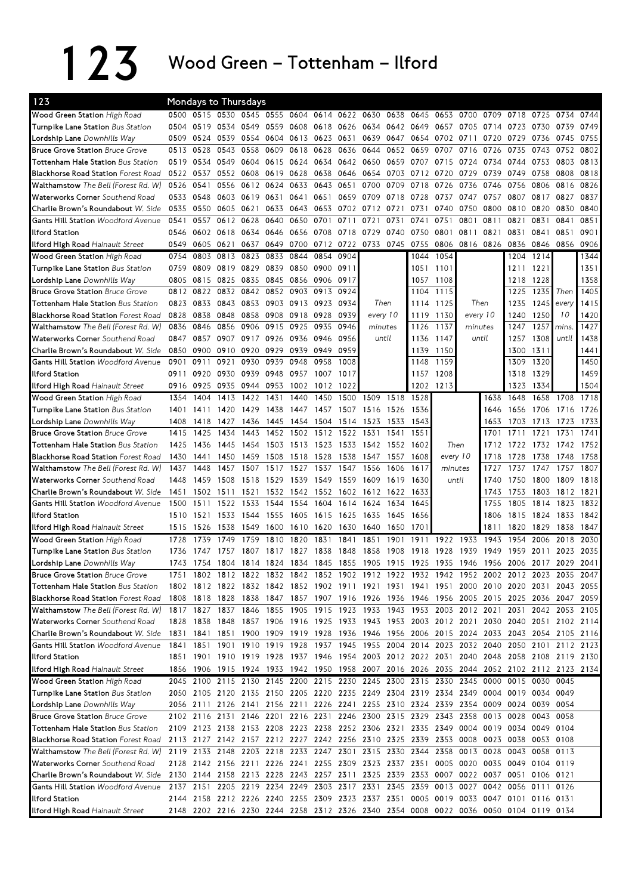# 123 Wood Green – Tottenham – Ilford

**Mondays to Thursdays**

| 123 | | | | | | | | | | | | | | | | | | |
|---|---|---|---|---|---|---|---|---|---|---|---|---|---|---|---|---|---|---|
| Wood Green Station *High Road* | 0500 | 0515 | 0530 | 0545 | 0555 | 0604 | 0614 | 0622 | 0630 | 0638 | 0645 | 0653 | 0700 | 0709 | 0718 | 0725 | 0734 | 0744 |
| Turnpike Lane Station *Bus Station* | 0504 | 0519 | 0534 | 0549 | 0559 | 0608 | 0618 | 0626 | 0634 | 0642 | 0649 | 0657 | 0705 | 0714 | 0723 | 0730 | 0739 | 0749 |
| Lordship Lane *Downhills Way* | 0509 | 0524 | 0539 | 0554 | 0604 | 0613 | 0623 | 0631 | 0639 | 0647 | 0654 | 0702 | 0711 | 0720 | 0729 | 0736 | 0745 | 0755 |
| Bruce Grove Station *Bruce Grove* | 0513 | 0528 | 0543 | 0558 | 0609 | 0618 | 0628 | 0636 | 0644 | 0652 | 0659 | 0707 | 0716 | 0726 | 0735 | 0743 | 0752 | 0802 |
| Tottenham Hale Station *Bus Station* | 0519 | 0534 | 0549 | 0604 | 0615 | 0624 | 0634 | 0642 | 0650 | 0659 | 0707 | 0715 | 0724 | 0734 | 0744 | 0753 | 0803 | 0813 |
| Blackhorse Road Station *Forest Road* | 0522 | 0537 | 0552 | 0608 | 0619 | 0628 | 0638 | 0646 | 0654 | 0703 | 0712 | 0720 | 0729 | 0739 | 0749 | 0758 | 0808 | 0818 |
| Walthamstow *The Bell (Forest Rd. W)* | 0526 | 0541 | 0556 | 0612 | 0624 | 0633 | 0643 | 0651 | 0700 | 0709 | 0718 | 0726 | 0736 | 0746 | 0756 | 0806 | 0816 | 0826 |
| Waterworks Corner *Southend Road* | 0533 | 0548 | 0603 | 0619 | 0631 | 0641 | 0651 | 0659 | 0709 | 0718 | 0728 | 0737 | 0747 | 0757 | 0807 | 0817 | 0827 | 0837 |
| Charlie Brown's Roundabout *W. Side* | 0535 | 0550 | 0605 | 0621 | 0633 | 0643 | 0653 | 0702 | 0712 | 0721 | 0731 | 0740 | 0750 | 0800 | 0810 | 0820 | 0830 | 0840 |
| Gants Hill Station *Woodford Avenue* | 0541 | 0557 | 0612 | 0628 | 0640 | 0650 | 0701 | 0711 | 0721 | 0731 | 0741 | 0751 | 0801 | 0811 | 0821 | 0831 | 0841 | 0851 |
| Ilford Station | 0546 | 0602 | 0618 | 0634 | 0646 | 0656 | 0708 | 0718 | 0729 | 0740 | 0750 | 0801 | 0811 | 0821 | 0831 | 0841 | 0851 | 0901 |
| Ilford High Road *Hainault Street* | 0549 | 0605 | 0621 | 0637 | 0649 | 0700 | 0712 | 0722 | 0733 | 0745 | 0755 | 0806 | 0816 | 0826 | 0836 | 0846 | 0856 | 0906 |
| Wood Green Station *High Road* | 0754 | 0803 | 0813 | 0823 | 0833 | 0844 | 0854 | 0904 | | | 1044 | 1054 | | | 1204 | 1214 | | 1344 |
| Turnpike Lane Station *Bus Station* | 0759 | 0809 | 0819 | 0829 | 0839 | 0850 | 0900 | 0911 | | | 1051 | 1101 | | | 1211 | 1221 | | 1351 |
| Lordship Lane *Downhills Way* | 0805 | 0815 | 0825 | 0835 | 0845 | 0856 | 0906 | 0917 | | | 1057 | 1108 | | | 1218 | 1228 | | 1358 |
| Bruce Grove Station *Bruce Grove* | 0812 | 0822 | 0832 | 0842 | 0852 | 0903 | 0913 | 0924 | | | 1104 | 1115 | | | 1225 | 1235 | Then | 1405 |
| Tottenham Hale Station *Bus Station* | 0823 | 0833 | 0843 | 0853 | 0903 | 0913 | 0923 | 0934 | Then | | 1114 | 1125 | Then | | 1235 | 1245 | every | 1415 |
| Blackhorse Road Station *Forest Road* | 0828 | 0838 | 0848 | 0858 | 0908 | 0918 | 0928 | 0939 | every 10 | | 1119 | 1130 | every 10 | | 1240 | 1250 | 10 | 1420 |
| Walthamstow *The Bell (Forest Rd. W)* | 0836 | 0846 | 0856 | 0906 | 0915 | 0925 | 0935 | 0946 | minutes | | 1126 | 1137 | minutes | | 1247 | 1257 | mins. | 1427 |
| Waterworks Corner *Southend Road* | 0847 | 0857 | 0907 | 0917 | 0926 | 0936 | 0946 | 0956 | until | | 1136 | 1147 | until | | 1257 | 1308 | until | 1438 |
| Charlie Brown's Roundabout *W. Side* | 0850 | 0900 | 0910 | 0920 | 0929 | 0939 | 0949 | 0959 | | | 1139 | 1150 | | | 1300 | 1311 | | 1441 |
| Gants Hill Station *Woodford Avenue* | 0901 | 0911 | 0921 | 0930 | 0939 | 0948 | 0958 | 1008 | | | 1148 | 1159 | | | 1309 | 1320 | | 1450 |
| Ilford Station | 0911 | 0920 | 0930 | 0939 | 0948 | 0957 | 1007 | 1017 | | | 1157 | 1208 | | | 1318 | 1329 | | 1459 |
| Ilford High Road *Hainault Street* | 0916 | 0925 | 0935 | 0944 | 0953 | 1002 | 1012 | 1022 | | | 1202 | 1213 | | | 1323 | 1334 | | 1504 |
| Wood Green Station *High Road* | 1354 | 1404 | 1413 | 1422 | 1431 | 1440 | 1450 | 1500 | 1509 | 1518 | 1528 | | | 1638 | 1648 | 1658 | 1708 | 1718 |
| Turnpike Lane Station *Bus Station* | 1401 | 1411 | 1420 | 1429 | 1438 | 1447 | 1457 | 1507 | 1516 | 1526 | 1536 | | | 1646 | 1656 | 1706 | 1716 | 1726 |
| Lordship Lane *Downhills Way* | 1408 | 1418 | 1427 | 1436 | 1445 | 1454 | 1504 | 1514 | 1523 | 1533 | 1543 | | | 1653 | 1703 | 1713 | 1723 | 1733 |
| Bruce Grove Station *Bruce Grove* | 1415 | 1425 | 1434 | 1443 | 1452 | 1502 | 1512 | 1522 | 1531 | 1541 | 1551 | | | 1701 | 1711 | 1721 | 1731 | 1741 |
| Tottenham Hale Station *Bus Station* | 1425 | 1436 | 1445 | 1454 | 1503 | 1513 | 1523 | 1533 | 1542 | 1552 | 1602 | Then | | 1712 | 1722 | 1732 | 1742 | 1752 |
| Blackhorse Road Station *Forest Road* | 1430 | 1441 | 1450 | 1459 | 1508 | 1518 | 1528 | 1538 | 1547 | 1557 | 1608 | every 10 | | 1718 | 1728 | 1738 | 1748 | 1758 |
| Walthamstow *The Bell (Forest Rd. W)* | 1437 | 1448 | 1457 | 1507 | 1517 | 1527 | 1537 | 1547 | 1556 | 1606 | 1617 | minutes | | 1727 | 1737 | 1747 | 1757 | 1807 |
| Waterworks Corner *Southend Road* | 1448 | 1459 | 1508 | 1518 | 1529 | 1539 | 1549 | 1559 | 1609 | 1619 | 1630 | until | | 1740 | 1750 | 1800 | 1809 | 1818 |
| Charlie Brown's Roundabout *W. Side* | 1451 | 1502 | 1511 | 1521 | 1532 | 1542 | 1552 | 1602 | 1612 | 1622 | 1633 | | | 1743 | 1753 | 1803 | 1812 | 1821 |
| Gants Hill Station *Woodford Avenue* | 1500 | 1511 | 1522 | 1533 | 1544 | 1554 | 1604 | 1614 | 1624 | 1634 | 1645 | | | 1755 | 1805 | 1814 | 1823 | 1832 |
| Ilford Station | 1510 | 1521 | 1533 | 1544 | 1555 | 1605 | 1615 | 1625 | 1635 | 1645 | 1656 | | | 1806 | 1815 | 1824 | 1833 | 1842 |
| Ilford High Road *Hainault Street* | 1515 | 1526 | 1538 | 1549 | 1600 | 1610 | 1620 | 1630 | 1640 | 1650 | 1701 | | | 1811 | 1820 | 1829 | 1838 | 1847 |
| Wood Green Station *High Road* | 1728 | 1739 | 1749 | 1759 | 1810 | 1820 | 1831 | 1841 | 1851 | 1901 | 1911 | 1922 | 1933 | 1943 | 1954 | 2006 | 2018 | 2030 |
| Turnpike Lane Station *Bus Station* | 1736 | 1747 | 1757 | 1807 | 1817 | 1827 | 1838 | 1848 | 1858 | 1908 | 1918 | 1928 | 1939 | 1949 | 1959 | 2011 | 2023 | 2035 |
| Lordship Lane *Downhills Way* | 1743 | 1754 | 1804 | 1814 | 1824 | 1834 | 1845 | 1855 | 1905 | 1915 | 1925 | 1935 | 1946 | 1956 | 2006 | 2017 | 2029 | 2041 |
| Bruce Grove Station *Bruce Grove* | 1751 | 1802 | 1812 | 1822 | 1832 | 1842 | 1852 | 1902 | 1912 | 1922 | 1932 | 1942 | 1952 | 2002 | 2012 | 2023 | 2035 | 2047 |
| Tottenham Hale Station *Bus Station* | 1802 | 1812 | 1822 | 1832 | 1842 | 1852 | 1902 | 1911 | 1921 | 1931 | 1941 | 1951 | 2000 | 2010 | 2020 | 2031 | 2043 | 2055 |
| Blackhorse Road Station *Forest Road* | 1808 | 1818 | 1828 | 1838 | 1847 | 1857 | 1907 | 1916 | 1926 | 1936 | 1946 | 1956 | 2005 | 2015 | 2025 | 2036 | 2047 | 2059 |
| Walthamstow *The Bell (Forest Rd. W)* | 1817 | 1827 | 1837 | 1846 | 1855 | 1905 | 1915 | 1923 | 1933 | 1943 | 1953 | 2003 | 2012 | 2021 | 2031 | 2042 | 2053 | 2105 |
| Waterworks Corner *Southend Road* | 1828 | 1838 | 1848 | 1857 | 1906 | 1916 | 1925 | 1933 | 1943 | 1953 | 2003 | 2012 | 2021 | 2030 | 2040 | 2051 | 2102 | 2114 |
| Charlie Brown's Roundabout *W. Side* | 1831 | 1841 | 1851 | 1900 | 1909 | 1919 | 1928 | 1936 | 1946 | 1956 | 2006 | 2015 | 2024 | 2033 | 2043 | 2054 | 2105 | 2116 |
| Gants Hill Station *Woodford Avenue* | 1841 | 1851 | 1901 | 1910 | 1919 | 1928 | 1937 | 1945 | 1955 | 2004 | 2014 | 2023 | 2032 | 2040 | 2050 | 2101 | 2112 | 2123 |
| Ilford Station | 1851 | 1901 | 1910 | 1919 | 1928 | 1937 | 1946 | 1954 | 2003 | 2012 | 2022 | 2031 | 2040 | 2048 | 2058 | 2108 | 2119 | 2130 |
| Ilford High Road *Hainault Street* | 1856 | 1906 | 1915 | 1924 | 1933 | 1942 | 1950 | 1958 | 2007 | 2016 | 2026 | 2035 | 2044 | 2052 | 2102 | 2112 | 2123 | 2134 |
| Wood Green Station *High Road* | 2045 | 2100 | 2115 | 2130 | 2145 | 2200 | 2215 | 2230 | 2245 | 2300 | 2315 | 2330 | 2345 | 0000 | 0015 | 0030 | 0045 | |
| Turnpike Lane Station *Bus Station* | 2050 | 2105 | 2120 | 2135 | 2150 | 2205 | 2220 | 2235 | 2249 | 2304 | 2319 | 2334 | 2349 | 0004 | 0019 | 0034 | 0049 | |
| Lordship Lane *Downhills Way* | 2056 | 2111 | 2126 | 2141 | 2156 | 2211 | 2226 | 2241 | 2255 | 2310 | 2324 | 2339 | 2354 | 0009 | 0024 | 0039 | 0054 | |
| Bruce Grove Station *Bruce Grove* | 2102 | 2116 | 2131 | 2146 | 2201 | 2216 | 2231 | 2246 | 2300 | 2315 | 2329 | 2343 | 2358 | 0013 | 0028 | 0043 | 0058 | |
| Tottenham Hale Station *Bus Station* | 2109 | 2123 | 2138 | 2153 | 2208 | 2223 | 2238 | 2252 | 2306 | 2321 | 2335 | 2349 | 0004 | 0019 | 0034 | 0049 | 0104 | |
| Blackhorse Road Station *Forest Road* | 2113 | 2127 | 2142 | 2157 | 2212 | 2227 | 2242 | 2256 | 2310 | 2325 | 2339 | 2353 | 0008 | 0023 | 0038 | 0053 | 0108 | |
| Walthamstow *The Bell (Forest Rd. W)* | 2119 | 2133 | 2148 | 2203 | 2218 | 2233 | 2247 | 2301 | 2315 | 2330 | 2344 | 2358 | 0013 | 0028 | 0043 | 0058 | 0113 | |
| Waterworks Corner *Southend Road* | 2128 | 2142 | 2156 | 2211 | 2226 | 2241 | 2255 | 2309 | 2323 | 2337 | 2351 | 0005 | 0020 | 0035 | 0049 | 0104 | 0119 | |
| Charlie Brown's Roundabout *W. Side* | 2130 | 2144 | 2158 | 2213 | 2228 | 2243 | 2257 | 2311 | 2325 | 2339 | 2353 | 0007 | 0022 | 0037 | 0051 | 0106 | 0121 | |
| Gants Hill Station *Woodford Avenue* | 2137 | 2151 | 2205 | 2219 | 2234 | 2249 | 2303 | 2317 | 2331 | 2345 | 2359 | 0013 | 0027 | 0042 | 0056 | 0111 | 0126 | |
| Ilford Station | 2144 | 2158 | 2212 | 2226 | 2240 | 2255 | 2309 | 2323 | 2337 | 2351 | 0005 | 0019 | 0033 | 0047 | 0101 | 0116 | 0131 | |
| Ilford High Road *Hainault Street* | 2148 | 2202 | 2216 | 2230 | 2244 | 2258 | 2312 | 2326 | 2340 | 2354 | 0008 | 0022 | 0036 | 0050 | 0104 | 0119 | 0134 | |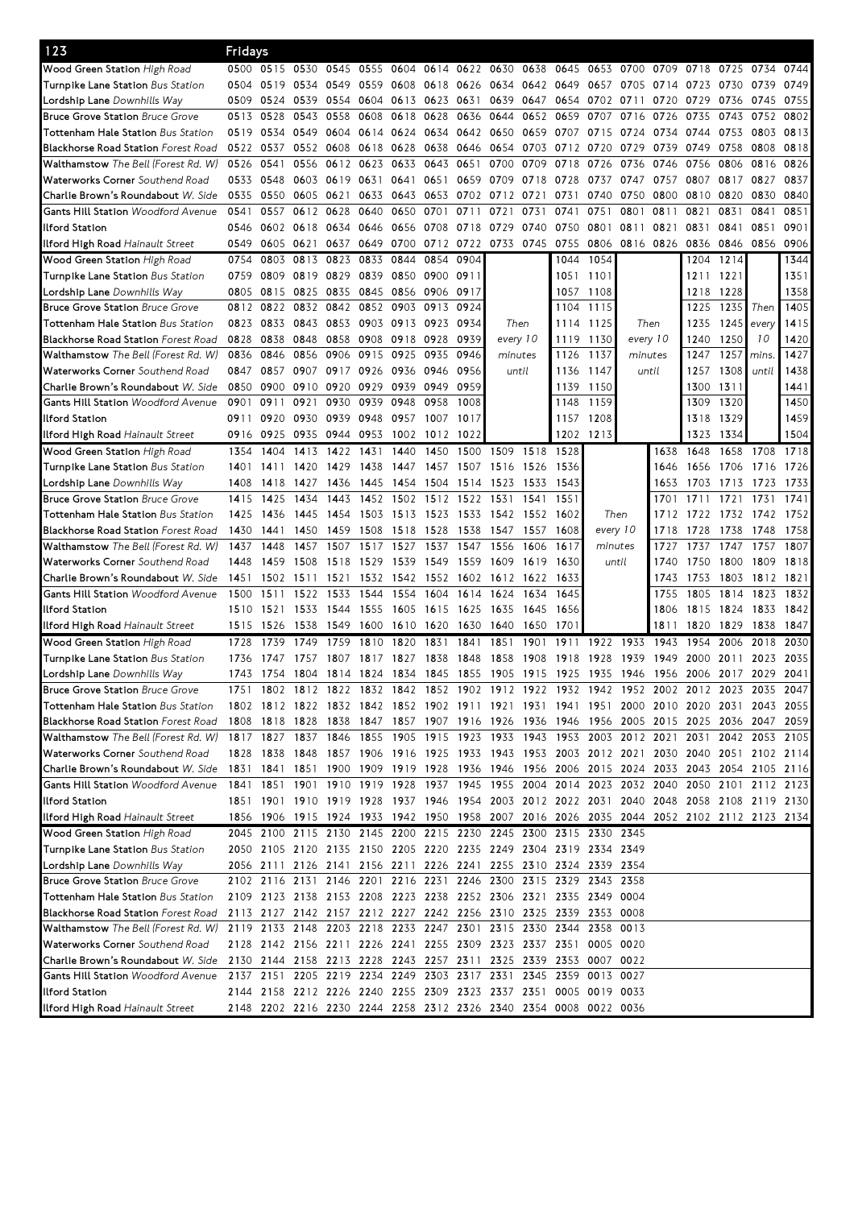## 123 Fridays

| Stop | | | | | | | | | | | | | | | | | | |
|---|---|---|---|---|---|---|---|---|---|---|---|---|---|---|---|---|---|---|
| Wood Green Station *High Road* | 0500 | 0515 | 0530 | 0545 | 0555 | 0604 | 0614 | 0622 | 0630 | 0638 | 0645 | 0653 | 0700 | 0709 | 0718 | 0725 | 0734 | 0744 |
| Turnpike Lane Station *Bus Station* | 0504 | 0519 | 0534 | 0549 | 0559 | 0608 | 0618 | 0626 | 0634 | 0642 | 0649 | 0657 | 0705 | 0714 | 0723 | 0730 | 0739 | 0749 |
| Lordship Lane *Downhills Way* | 0509 | 0524 | 0539 | 0554 | 0604 | 0613 | 0623 | 0631 | 0639 | 0647 | 0654 | 0702 | 0711 | 0720 | 0729 | 0736 | 0745 | 0755 |
| Bruce Grove Station *Bruce Grove* | 0513 | 0528 | 0543 | 0558 | 0608 | 0618 | 0628 | 0636 | 0644 | 0652 | 0659 | 0707 | 0716 | 0726 | 0735 | 0743 | 0752 | 0802 |
| Tottenham Hale Station *Bus Station* | 0519 | 0534 | 0549 | 0604 | 0614 | 0624 | 0634 | 0642 | 0650 | 0659 | 0707 | 0715 | 0724 | 0734 | 0744 | 0753 | 0803 | 0813 |
| Blackhorse Road Station *Forest Road* | 0522 | 0537 | 0552 | 0608 | 0618 | 0628 | 0638 | 0646 | 0654 | 0703 | 0712 | 0720 | 0729 | 0739 | 0749 | 0758 | 0808 | 0818 |
| Walthamstow *The Bell (Forest Rd. W)* | 0526 | 0541 | 0556 | 0612 | 0623 | 0633 | 0643 | 0651 | 0700 | 0709 | 0718 | 0726 | 0736 | 0746 | 0756 | 0806 | 0816 | 0826 |
| Waterworks Corner *Southend Road* | 0533 | 0548 | 0603 | 0619 | 0631 | 0641 | 0651 | 0659 | 0709 | 0718 | 0728 | 0737 | 0747 | 0757 | 0807 | 0817 | 0827 | 0837 |
| Charlie Brown's Roundabout *W. Side* | 0535 | 0550 | 0605 | 0621 | 0633 | 0643 | 0653 | 0702 | 0712 | 0721 | 0731 | 0740 | 0750 | 0800 | 0810 | 0820 | 0830 | 0840 |
| Gants Hill Station *Woodford Avenue* | 0541 | 0557 | 0612 | 0628 | 0640 | 0650 | 0701 | 0711 | 0721 | 0731 | 0741 | 0751 | 0801 | 0811 | 0821 | 0831 | 0841 | 0851 |
| Ilford Station | 0546 | 0602 | 0618 | 0634 | 0646 | 0656 | 0708 | 0718 | 0729 | 0740 | 0750 | 0801 | 0811 | 0821 | 0831 | 0841 | 0851 | 0901 |
| Ilford High Road *Hainault Street* | 0549 | 0605 | 0621 | 0637 | 0649 | 0700 | 0712 | 0722 | 0733 | 0745 | 0755 | 0806 | 0816 | 0826 | 0836 | 0846 | 0856 | 0906 |

| Stop | | | | | | | | | | | | | | | | |
|---|---|---|---|---|---|---|---|---|---|---|---|---|---|---|---|---|
| Wood Green Station *High Road* | 0754 | 0803 | 0813 | 0823 | 0833 | 0844 | 0854 | 0904 | Then every 10 minutes until | 1044 | 1054 | Then every 10 minutes until | 1204 | 1214 | Then every 10 mins. until | 1344 |
| Turnpike Lane Station *Bus Station* | 0759 | 0809 | 0819 | 0829 | 0839 | 0850 | 0900 | 0911 | | 1051 | 1101 | | 1211 | 1221 | | 1351 |
| Lordship Lane *Downhills Way* | 0805 | 0815 | 0825 | 0835 | 0845 | 0856 | 0906 | 0917 | | 1057 | 1108 | | 1218 | 1228 | | 1358 |
| Bruce Grove Station *Bruce Grove* | 0812 | 0822 | 0832 | 0842 | 0852 | 0903 | 0913 | 0924 | | 1104 | 1115 | | 1225 | 1235 | | 1405 |
| Tottenham Hale Station *Bus Station* | 0823 | 0833 | 0843 | 0853 | 0903 | 0913 | 0923 | 0934 | | 1114 | 1125 | | 1235 | 1245 | | 1415 |
| Blackhorse Road Station *Forest Road* | 0828 | 0838 | 0848 | 0858 | 0908 | 0918 | 0928 | 0939 | | 1119 | 1130 | | 1240 | 1250 | | 1420 |
| Walthamstow *The Bell (Forest Rd. W)* | 0836 | 0846 | 0856 | 0906 | 0915 | 0925 | 0935 | 0946 | | 1126 | 1137 | | 1247 | 1257 | | 1427 |
| Waterworks Corner *Southend Road* | 0847 | 0857 | 0907 | 0917 | 0926 | 0936 | 0946 | 0956 | | 1136 | 1147 | | 1257 | 1308 | | 1438 |
| Charlie Brown's Roundabout *W. Side* | 0850 | 0900 | 0910 | 0920 | 0929 | 0939 | 0949 | 0959 | | 1139 | 1150 | | 1300 | 1311 | | 1441 |
| Gants Hill Station *Woodford Avenue* | 0901 | 0911 | 0921 | 0930 | 0939 | 0948 | 0958 | 1008 | | 1148 | 1159 | | 1309 | 1320 | | 1450 |
| Ilford Station | 0911 | 0920 | 0930 | 0939 | 0948 | 0957 | 1007 | 1017 | | 1157 | 1208 | | 1318 | 1329 | | 1459 |
| Ilford High Road *Hainault Street* | 0916 | 0925 | 0935 | 0944 | 0953 | 1002 | 1012 | 1022 | | 1202 | 1213 | | 1323 | 1334 | | 1504 |

| Stop | | | | | | | | | | | | | | | | | |
|---|---|---|---|---|---|---|---|---|---|---|---|---|---|---|---|---|---|
| Wood Green Station *High Road* | 1354 | 1404 | 1413 | 1422 | 1431 | 1440 | 1450 | 1500 | 1509 | 1518 | 1528 | Then every 10 minutes until | 1638 | 1648 | 1658 | 1708 | 1718 |
| Turnpike Lane Station *Bus Station* | 1401 | 1411 | 1420 | 1429 | 1438 | 1447 | 1457 | 1507 | 1516 | 1526 | 1536 | | 1646 | 1656 | 1706 | 1716 | 1726 |
| Lordship Lane *Downhills Way* | 1408 | 1418 | 1427 | 1436 | 1445 | 1454 | 1504 | 1514 | 1523 | 1533 | 1543 | | 1653 | 1703 | 1713 | 1723 | 1733 |
| Bruce Grove Station *Bruce Grove* | 1415 | 1425 | 1434 | 1443 | 1452 | 1502 | 1512 | 1522 | 1531 | 1541 | 1551 | | 1701 | 1711 | 1721 | 1731 | 1741 |
| Tottenham Hale Station *Bus Station* | 1425 | 1436 | 1445 | 1454 | 1503 | 1513 | 1523 | 1533 | 1542 | 1552 | 1602 | | 1712 | 1722 | 1732 | 1742 | 1752 |
| Blackhorse Road Station *Forest Road* | 1430 | 1441 | 1450 | 1459 | 1508 | 1518 | 1528 | 1538 | 1547 | 1557 | 1608 | | 1718 | 1728 | 1738 | 1748 | 1758 |
| Walthamstow *The Bell (Forest Rd. W)* | 1437 | 1448 | 1457 | 1507 | 1517 | 1527 | 1537 | 1547 | 1556 | 1606 | 1617 | | 1727 | 1737 | 1747 | 1757 | 1807 |
| Waterworks Corner *Southend Road* | 1448 | 1459 | 1508 | 1518 | 1529 | 1539 | 1549 | 1559 | 1609 | 1619 | 1630 | | 1740 | 1750 | 1800 | 1809 | 1818 |
| Charlie Brown's Roundabout *W. Side* | 1451 | 1502 | 1511 | 1521 | 1532 | 1542 | 1552 | 1602 | 1612 | 1622 | 1633 | | 1743 | 1753 | 1803 | 1812 | 1821 |
| Gants Hill Station *Woodford Avenue* | 1500 | 1511 | 1522 | 1533 | 1544 | 1554 | 1604 | 1614 | 1624 | 1634 | 1645 | | 1755 | 1805 | 1814 | 1823 | 1832 |
| Ilford Station | 1510 | 1521 | 1533 | 1544 | 1555 | 1605 | 1615 | 1625 | 1635 | 1645 | 1656 | | 1806 | 1815 | 1824 | 1833 | 1842 |
| Ilford High Road *Hainault Street* | 1515 | 1526 | 1538 | 1549 | 1600 | 1610 | 1620 | 1630 | 1640 | 1650 | 1701 | | 1811 | 1820 | 1829 | 1838 | 1847 |

| Stop | | | | | | | | | | | | | | | | | | |
|---|---|---|---|---|---|---|---|---|---|---|---|---|---|---|---|---|---|---|
| Wood Green Station *High Road* | 1728 | 1739 | 1749 | 1759 | 1810 | 1820 | 1831 | 1841 | 1851 | 1901 | 1911 | 1922 | 1933 | 1943 | 1954 | 2006 | 2018 | 2030 |
| Turnpike Lane Station *Bus Station* | 1736 | 1747 | 1757 | 1807 | 1817 | 1827 | 1838 | 1848 | 1858 | 1908 | 1918 | 1928 | 1939 | 1949 | 2000 | 2011 | 2023 | 2035 |
| Lordship Lane *Downhills Way* | 1743 | 1754 | 1804 | 1814 | 1824 | 1834 | 1845 | 1855 | 1905 | 1915 | 1925 | 1935 | 1946 | 1956 | 2006 | 2017 | 2029 | 2041 |
| Bruce Grove Station *Bruce Grove* | 1751 | 1802 | 1812 | 1822 | 1832 | 1842 | 1852 | 1902 | 1912 | 1922 | 1932 | 1942 | 1952 | 2002 | 2012 | 2023 | 2035 | 2047 |
| Tottenham Hale Station *Bus Station* | 1802 | 1812 | 1822 | 1832 | 1842 | 1852 | 1902 | 1911 | 1921 | 1931 | 1941 | 1951 | 2000 | 2010 | 2020 | 2031 | 2043 | 2055 |
| Blackhorse Road Station *Forest Road* | 1808 | 1818 | 1828 | 1838 | 1847 | 1857 | 1907 | 1916 | 1926 | 1936 | 1946 | 1956 | 2005 | 2015 | 2025 | 2036 | 2047 | 2059 |
| Walthamstow *The Bell (Forest Rd. W)* | 1817 | 1827 | 1837 | 1846 | 1855 | 1905 | 1915 | 1923 | 1933 | 1943 | 1953 | 2003 | 2012 | 2021 | 2031 | 2042 | 2053 | 2105 |
| Waterworks Corner *Southend Road* | 1828 | 1838 | 1848 | 1857 | 1906 | 1916 | 1925 | 1933 | 1943 | 1953 | 2003 | 2012 | 2021 | 2030 | 2040 | 2051 | 2102 | 2114 |
| Charlie Brown's Roundabout *W. Side* | 1831 | 1841 | 1851 | 1900 | 1909 | 1919 | 1928 | 1936 | 1946 | 1956 | 2006 | 2015 | 2024 | 2033 | 2043 | 2054 | 2105 | 2116 |
| Gants Hill Station *Woodford Avenue* | 1841 | 1851 | 1901 | 1910 | 1919 | 1928 | 1937 | 1945 | 1955 | 2004 | 2014 | 2023 | 2032 | 2040 | 2050 | 2101 | 2112 | 2123 |
| Ilford Station | 1851 | 1901 | 1910 | 1919 | 1928 | 1937 | 1946 | 1954 | 2003 | 2012 | 2022 | 2031 | 2040 | 2048 | 2058 | 2108 | 2119 | 2130 |
| Ilford High Road *Hainault Street* | 1856 | 1906 | 1915 | 1924 | 1933 | 1942 | 1950 | 1958 | 2007 | 2016 | 2026 | 2035 | 2044 | 2052 | 2102 | 2112 | 2123 | 2134 |

| Stop | | | | | | | | | | | | | |
|---|---|---|---|---|---|---|---|---|---|---|---|---|---|
| Wood Green Station *High Road* | 2045 | 2100 | 2115 | 2130 | 2145 | 2200 | 2215 | 2230 | 2245 | 2300 | 2315 | 2330 | 2345 |
| Turnpike Lane Station *Bus Station* | 2050 | 2105 | 2120 | 2135 | 2150 | 2205 | 2220 | 2235 | 2249 | 2304 | 2319 | 2334 | 2349 |
| Lordship Lane *Downhills Way* | 2056 | 2111 | 2126 | 2141 | 2156 | 2211 | 2226 | 2241 | 2255 | 2310 | 2324 | 2339 | 2354 |
| Bruce Grove Station *Bruce Grove* | 2102 | 2116 | 2131 | 2146 | 2201 | 2216 | 2231 | 2246 | 2300 | 2315 | 2329 | 2343 | 2358 |
| Tottenham Hale Station *Bus Station* | 2109 | 2123 | 2138 | 2153 | 2208 | 2223 | 2238 | 2252 | 2306 | 2321 | 2335 | 2349 | 0004 |
| Blackhorse Road Station *Forest Road* | 2113 | 2127 | 2142 | 2157 | 2212 | 2227 | 2242 | 2256 | 2310 | 2325 | 2339 | 2353 | 0008 |
| Walthamstow *The Bell (Forest Rd. W)* | 2119 | 2133 | 2148 | 2203 | 2218 | 2233 | 2247 | 2301 | 2315 | 2330 | 2344 | 2358 | 0013 |
| Waterworks Corner *Southend Road* | 2128 | 2142 | 2156 | 2211 | 2226 | 2241 | 2255 | 2309 | 2323 | 2337 | 2351 | 0005 | 0020 |
| Charlie Brown's Roundabout *W. Side* | 2130 | 2144 | 2158 | 2213 | 2228 | 2243 | 2257 | 2311 | 2325 | 2339 | 2353 | 0007 | 0022 |
| Gants Hill Station *Woodford Avenue* | 2137 | 2151 | 2205 | 2219 | 2234 | 2249 | 2303 | 2317 | 2331 | 2345 | 2359 | 0013 | 0027 |
| Ilford Station | 2144 | 2158 | 2212 | 2226 | 2240 | 2255 | 2309 | 2323 | 2337 | 2351 | 0005 | 0019 | 0033 |
| Ilford High Road *Hainault Street* | 2148 | 2202 | 2216 | 2230 | 2244 | 2258 | 2312 | 2326 | 2340 | 2354 | 0008 | 0022 | 0036 |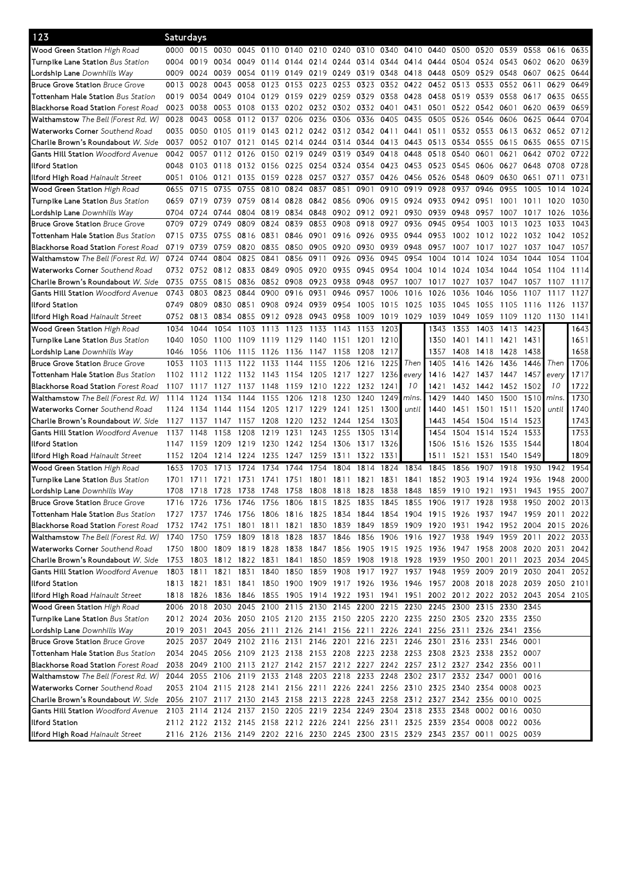# 123 Saturdays

| Stop | | | | | | | | | | | | | | | | | | |
|---|---|---|---|---|---|---|---|---|---|---|---|---|---|---|---|---|---|---|
| **Wood Green Station** *High Road* | 0000 | 0015 | 0030 | 0045 | 0110 | 0140 | 0210 | 0240 | 0310 | 0340 | 0410 | 0440 | 0500 | 0520 | 0539 | 0558 | 0616 | 0635 |
| **Turnpike Lane Station** *Bus Station* | 0004 | 0019 | 0034 | 0049 | 0114 | 0144 | 0214 | 0244 | 0314 | 0344 | 0414 | 0444 | 0504 | 0524 | 0543 | 0602 | 0620 | 0639 |
| **Lordship Lane** *Downhills Way* | 0009 | 0024 | 0039 | 0054 | 0119 | 0149 | 0219 | 0249 | 0319 | 0348 | 0418 | 0448 | 0509 | 0529 | 0548 | 0607 | 0625 | 0644 |
| **Bruce Grove Station** *Bruce Grove* | 0013 | 0028 | 0043 | 0058 | 0123 | 0153 | 0223 | 0253 | 0323 | 0352 | 0422 | 0452 | 0513 | 0533 | 0552 | 0611 | 0629 | 0649 |
| **Tottenham Hale Station** *Bus Station* | 0019 | 0034 | 0049 | 0104 | 0129 | 0159 | 0229 | 0259 | 0329 | 0358 | 0428 | 0458 | 0519 | 0539 | 0558 | 0617 | 0635 | 0655 |
| **Blackhorse Road Station** *Forest Road* | 0023 | 0038 | 0053 | 0108 | 0133 | 0202 | 0232 | 0302 | 0332 | 0401 | 0431 | 0501 | 0522 | 0542 | 0601 | 0620 | 0639 | 0659 |
| **Walthamstow** *The Bell (Forest Rd. W)* | 0028 | 0043 | 0058 | 0112 | 0137 | 0206 | 0236 | 0306 | 0336 | 0405 | 0435 | 0505 | 0526 | 0546 | 0606 | 0625 | 0644 | 0704 |
| **Waterworks Corner** *Southend Road* | 0035 | 0050 | 0105 | 0119 | 0143 | 0212 | 0242 | 0312 | 0342 | 0411 | 0441 | 0511 | 0532 | 0553 | 0613 | 0632 | 0652 | 0712 |
| **Charlie Brown's Roundabout** *W. Side* | 0037 | 0052 | 0107 | 0121 | 0145 | 0214 | 0244 | 0314 | 0344 | 0413 | 0443 | 0513 | 0534 | 0555 | 0615 | 0635 | 0655 | 0715 |
| **Gants Hill Station** *Woodford Avenue* | 0042 | 0057 | 0112 | 0126 | 0150 | 0219 | 0249 | 0319 | 0349 | 0418 | 0448 | 0518 | 0540 | 0601 | 0621 | 0642 | 0702 | 0722 |
| **Ilford Station** | 0048 | 0103 | 0118 | 0132 | 0156 | 0225 | 0254 | 0324 | 0354 | 0423 | 0453 | 0523 | 0545 | 0606 | 0627 | 0648 | 0708 | 0728 |
| **Ilford High Road** *Hainault Street* | 0051 | 0106 | 0121 | 0135 | 0159 | 0228 | 0257 | 0327 | 0357 | 0426 | 0456 | 0526 | 0548 | 0609 | 0630 | 0651 | 0711 | 0731 |
| **Wood Green Station** *High Road* | 0655 | 0715 | 0735 | 0755 | 0810 | 0824 | 0837 | 0851 | 0901 | 0910 | 0919 | 0928 | 0937 | 0946 | 0955 | 1005 | 1014 | 1024 |
| **Turnpike Lane Station** *Bus Station* | 0659 | 0719 | 0739 | 0759 | 0814 | 0828 | 0842 | 0856 | 0906 | 0915 | 0924 | 0933 | 0942 | 0951 | 1001 | 1011 | 1020 | 1030 |
| **Lordship Lane** *Downhills Way* | 0704 | 0724 | 0744 | 0804 | 0819 | 0834 | 0848 | 0902 | 0912 | 0921 | 0930 | 0939 | 0948 | 0957 | 1007 | 1017 | 1026 | 1036 |
| **Bruce Grove Station** *Bruce Grove* | 0709 | 0729 | 0749 | 0809 | 0824 | 0839 | 0853 | 0908 | 0918 | 0927 | 0936 | 0945 | 0954 | 1003 | 1013 | 1023 | 1033 | 1043 |
| **Tottenham Hale Station** *Bus Station* | 0715 | 0735 | 0755 | 0816 | 0831 | 0846 | 0901 | 0916 | 0926 | 0935 | 0944 | 0953 | 1002 | 1012 | 1022 | 1032 | 1042 | 1052 |
| **Blackhorse Road Station** *Forest Road* | 0719 | 0739 | 0759 | 0820 | 0835 | 0850 | 0905 | 0920 | 0930 | 0939 | 0948 | 0957 | 1007 | 1017 | 1027 | 1037 | 1047 | 1057 |
| **Walthamstow** *The Bell (Forest Rd. W)* | 0724 | 0744 | 0804 | 0825 | 0841 | 0856 | 0911 | 0926 | 0936 | 0945 | 0954 | 1004 | 1014 | 1024 | 1034 | 1044 | 1054 | 1104 |
| **Waterworks Corner** *Southend Road* | 0732 | 0752 | 0812 | 0833 | 0849 | 0905 | 0920 | 0935 | 0945 | 0954 | 1004 | 1014 | 1024 | 1034 | 1044 | 1054 | 1104 | 1114 |
| **Charlie Brown's Roundabout** *W. Side* | 0735 | 0755 | 0815 | 0836 | 0852 | 0908 | 0923 | 0938 | 0948 | 0957 | 1007 | 1017 | 1027 | 1037 | 1047 | 1057 | 1107 | 1117 |
| **Gants Hill Station** *Woodford Avenue* | 0743 | 0803 | 0823 | 0844 | 0900 | 0916 | 0931 | 0946 | 0957 | 1006 | 1016 | 1026 | 1036 | 1046 | 1056 | 1107 | 1117 | 1127 |
| **Ilford Station** | 0749 | 0809 | 0830 | 0851 | 0908 | 0924 | 0939 | 0954 | 1005 | 1015 | 1025 | 1035 | 1045 | 1055 | 1105 | 1116 | 1126 | 1137 |
| **Ilford High Road** *Hainault Street* | 0752 | 0813 | 0834 | 0855 | 0912 | 0928 | 0943 | 0958 | 1009 | 1019 | 1029 | 1039 | 1049 | 1059 | 1109 | 1120 | 1130 | 1141 |
| **Wood Green Station** *High Road* | 1034 | 1044 | 1054 | 1103 | 1113 | 1123 | 1133 | 1143 | 1153 | 1203 | | 1343 | 1353 | 1403 | 1413 | 1423 | | 1643 |
| **Turnpike Lane Station** *Bus Station* | 1040 | 1050 | 1100 | 1109 | 1119 | 1129 | 1140 | 1151 | 1201 | 1210 | | 1350 | 1401 | 1411 | 1421 | 1431 | | 1651 |
| **Lordship Lane** *Downhills Way* | 1046 | 1056 | 1106 | 1115 | 1126 | 1136 | 1147 | 1158 | 1208 | 1217 | | 1357 | 1408 | 1418 | 1428 | 1438 | | 1658 |
| **Bruce Grove Station** *Bruce Grove* | 1053 | 1103 | 1113 | 1122 | 1133 | 1144 | 1155 | 1206 | 1216 | 1225 | Then | 1405 | 1416 | 1426 | 1436 | 1446 | Then | 1706 |
| **Tottenham Hale Station** *Bus Station* | 1102 | 1112 | 1122 | 1132 | 1143 | 1154 | 1205 | 1217 | 1227 | 1236 | every | 1416 | 1427 | 1437 | 1447 | 1457 | every | 1717 |
| **Blackhorse Road Station** *Forest Road* | 1107 | 1117 | 1127 | 1137 | 1148 | 1159 | 1210 | 1222 | 1232 | 1241 | 10 | 1421 | 1432 | 1442 | 1452 | 1502 | 10 | 1722 |
| **Walthamstow** *The Bell (Forest Rd. W)* | 1114 | 1124 | 1134 | 1144 | 1155 | 1206 | 1218 | 1230 | 1240 | 1249 | mins. | 1429 | 1440 | 1450 | 1500 | 1510 | mins. | 1730 |
| **Waterworks Corner** *Southend Road* | 1124 | 1134 | 1144 | 1154 | 1205 | 1217 | 1229 | 1241 | 1251 | 1300 | until | 1440 | 1451 | 1501 | 1511 | 1520 | until | 1740 |
| **Charlie Brown's Roundabout** *W. Side* | 1127 | 1137 | 1147 | 1157 | 1208 | 1220 | 1232 | 1244 | 1254 | 1303 | | 1443 | 1454 | 1504 | 1514 | 1523 | | 1743 |
| **Gants Hill Station** *Woodford Avenue* | 1137 | 1148 | 1158 | 1208 | 1219 | 1231 | 1243 | 1255 | 1305 | 1314 | | 1454 | 1504 | 1514 | 1524 | 1533 | | 1753 |
| **Ilford Station** | 1147 | 1159 | 1209 | 1219 | 1230 | 1242 | 1254 | 1306 | 1317 | 1326 | | 1506 | 1516 | 1526 | 1535 | 1544 | | 1804 |
| **Ilford High Road** *Hainault Street* | 1152 | 1204 | 1214 | 1224 | 1235 | 1247 | 1259 | 1311 | 1322 | 1331 | | 1511 | 1521 | 1531 | 1540 | 1549 | | 1809 |
| **Wood Green Station** *High Road* | 1653 | 1703 | 1713 | 1724 | 1734 | 1744 | 1754 | 1804 | 1814 | 1824 | 1834 | 1845 | 1856 | 1907 | 1918 | 1930 | 1942 | 1954 |
| **Turnpike Lane Station** *Bus Station* | 1701 | 1711 | 1721 | 1731 | 1741 | 1751 | 1801 | 1811 | 1821 | 1831 | 1841 | 1852 | 1903 | 1914 | 1924 | 1936 | 1948 | 2000 |
| **Lordship Lane** *Downhills Way* | 1708 | 1718 | 1728 | 1738 | 1748 | 1758 | 1808 | 1818 | 1828 | 1838 | 1848 | 1859 | 1910 | 1921 | 1931 | 1943 | 1955 | 2007 |
| **Bruce Grove Station** *Bruce Grove* | 1716 | 1726 | 1736 | 1746 | 1756 | 1806 | 1815 | 1825 | 1835 | 1845 | 1855 | 1906 | 1917 | 1928 | 1938 | 1950 | 2002 | 2013 |
| **Tottenham Hale Station** *Bus Station* | 1727 | 1737 | 1746 | 1756 | 1806 | 1816 | 1825 | 1834 | 1844 | 1854 | 1904 | 1915 | 1926 | 1937 | 1947 | 1959 | 2011 | 2022 |
| **Blackhorse Road Station** *Forest Road* | 1732 | 1742 | 1751 | 1801 | 1811 | 1821 | 1830 | 1839 | 1849 | 1859 | 1909 | 1920 | 1931 | 1942 | 1952 | 2004 | 2015 | 2026 |
| **Walthamstow** *The Bell (Forest Rd. W)* | 1740 | 1750 | 1759 | 1809 | 1818 | 1828 | 1837 | 1846 | 1856 | 1906 | 1916 | 1927 | 1938 | 1949 | 1959 | 2011 | 2022 | 2033 |
| **Waterworks Corner** *Southend Road* | 1750 | 1800 | 1809 | 1819 | 1828 | 1838 | 1847 | 1856 | 1905 | 1915 | 1925 | 1936 | 1947 | 1958 | 2008 | 2020 | 2031 | 2042 |
| **Charlie Brown's Roundabout** *W. Side* | 1753 | 1803 | 1812 | 1822 | 1831 | 1841 | 1850 | 1859 | 1908 | 1918 | 1928 | 1939 | 1950 | 2001 | 2011 | 2023 | 2034 | 2045 |
| **Gants Hill Station** *Woodford Avenue* | 1803 | 1811 | 1821 | 1831 | 1840 | 1850 | 1859 | 1908 | 1917 | 1927 | 1937 | 1948 | 1959 | 2009 | 2019 | 2030 | 2041 | 2052 |
| **Ilford Station** | 1813 | 1821 | 1831 | 1841 | 1850 | 1900 | 1909 | 1917 | 1926 | 1936 | 1946 | 1957 | 2008 | 2018 | 2028 | 2039 | 2050 | 2101 |
| **Ilford High Road** *Hainault Street* | 1818 | 1826 | 1836 | 1846 | 1855 | 1905 | 1914 | 1922 | 1931 | 1941 | 1951 | 2002 | 2012 | 2022 | 2032 | 2043 | 2054 | 2105 |
| **Wood Green Station** *High Road* | 2006 | 2018 | 2030 | 2045 | 2100 | 2115 | 2130 | 2145 | 2200 | 2215 | 2230 | 2245 | 2300 | 2315 | 2330 | 2345 | | |
| **Turnpike Lane Station** *Bus Station* | 2012 | 2024 | 2036 | 2050 | 2105 | 2120 | 2135 | 2150 | 2205 | 2220 | 2235 | 2250 | 2305 | 2320 | 2335 | 2350 | | |
| **Lordship Lane** *Downhills Way* | 2019 | 2031 | 2043 | 2056 | 2111 | 2126 | 2141 | 2156 | 2211 | 2226 | 2241 | 2256 | 2311 | 2326 | 2341 | 2356 | | |
| **Bruce Grove Station** *Bruce Grove* | 2025 | 2037 | 2049 | 2102 | 2116 | 2131 | 2146 | 2201 | 2216 | 2231 | 2246 | 2301 | 2316 | 2331 | 2346 | 0001 | | |
| **Tottenham Hale Station** *Bus Station* | 2034 | 2045 | 2056 | 2109 | 2123 | 2138 | 2153 | 2208 | 2223 | 2238 | 2253 | 2308 | 2323 | 2338 | 2352 | 0007 | | |
| **Blackhorse Road Station** *Forest Road* | 2038 | 2049 | 2100 | 2113 | 2127 | 2142 | 2157 | 2212 | 2227 | 2242 | 2257 | 2312 | 2327 | 2342 | 2356 | 0011 | | |
| **Walthamstow** *The Bell (Forest Rd. W)* | 2044 | 2055 | 2106 | 2119 | 2133 | 2148 | 2203 | 2218 | 2233 | 2248 | 2302 | 2317 | 2332 | 2347 | 0001 | 0016 | | |
| **Waterworks Corner** *Southend Road* | 2053 | 2104 | 2115 | 2128 | 2141 | 2156 | 2211 | 2226 | 2241 | 2256 | 2310 | 2325 | 2340 | 2354 | 0008 | 0023 | | |
| **Charlie Brown's Roundabout** *W. Side* | 2056 | 2107 | 2117 | 2130 | 2143 | 2158 | 2213 | 2228 | 2243 | 2258 | 2312 | 2327 | 2342 | 2356 | 0010 | 0025 | | |
| **Gants Hill Station** *Woodford Avenue* | 2103 | 2114 | 2124 | 2137 | 2150 | 2205 | 2219 | 2234 | 2249 | 2304 | 2318 | 2333 | 2348 | 0002 | 0016 | 0030 | | |
| **Ilford Station** | 2112 | 2122 | 2132 | 2145 | 2158 | 2212 | 2226 | 2241 | 2256 | 2311 | 2325 | 2339 | 2354 | 0008 | 0022 | 0036 | | |
| **Ilford High Road** *Hainault Street* | 2116 | 2126 | 2136 | 2149 | 2202 | 2216 | 2230 | 2245 | 2300 | 2315 | 2329 | 2343 | 2357 | 0011 | 0025 | 0039 | | |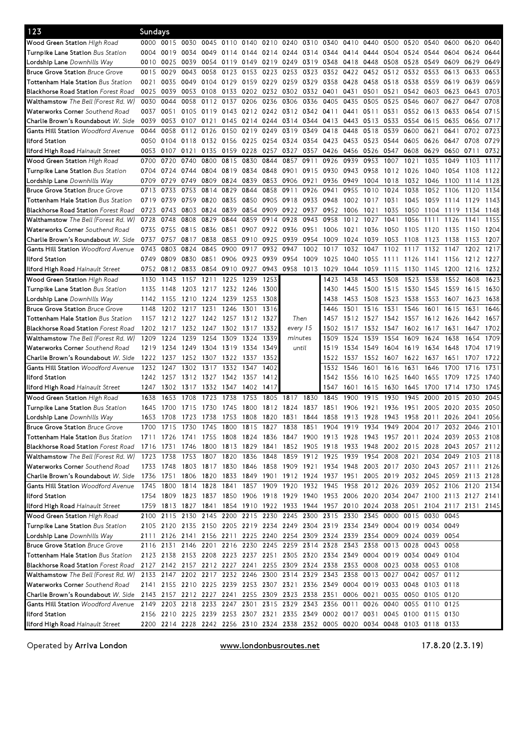| 123 | Sundays | | | | | | | | | | | | | | | | | |
|---|---|---|---|---|---|---|---|---|---|---|---|---|---|---|---|---|---|---|
| **Wood Green Station** *High Road* | 0000 | 0015 | 0030 | 0045 | 0110 | 0140 | 0210 | 0240 | 0310 | 0340 | 0410 | 0440 | 0500 | 0520 | 0540 | 0600 | 0620 | 0640 |
| **Turnpike Lane Station** *Bus Station* | 0004 | 0019 | 0034 | 0049 | 0114 | 0144 | 0214 | 0244 | 0314 | 0344 | 0414 | 0444 | 0504 | 0524 | 0544 | 0604 | 0624 | 0644 |
| **Lordship Lane** *Downhills Way* | 0010 | 0025 | 0039 | 0054 | 0119 | 0149 | 0219 | 0249 | 0319 | 0348 | 0418 | 0448 | 0508 | 0528 | 0549 | 0609 | 0629 | 0649 |
| **Bruce Grove Station** *Bruce Grove* | 0015 | 0029 | 0043 | 0058 | 0123 | 0153 | 0223 | 0253 | 0323 | 0352 | 0422 | 0452 | 0512 | 0532 | 0553 | 0613 | 0633 | 0653 |
| **Tottenham Hale Station** *Bus Station* | 0021 | 0035 | 0049 | 0104 | 0129 | 0159 | 0229 | 0259 | 0329 | 0358 | 0428 | 0458 | 0518 | 0538 | 0559 | 0619 | 0639 | 0659 |
| **Blackhorse Road Station** *Forest Road* | 0025 | 0039 | 0053 | 0108 | 0133 | 0202 | 0232 | 0302 | 0332 | 0401 | 0431 | 0501 | 0521 | 0542 | 0603 | 0623 | 0643 | 0703 |
| **Walthamstow** *The Bell (Forest Rd. W)* | 0030 | 0044 | 0058 | 0112 | 0137 | 0206 | 0236 | 0306 | 0336 | 0405 | 0435 | 0505 | 0525 | 0546 | 0607 | 0627 | 0647 | 0708 |
| **Waterworks Corner** *Southend Road* | 0037 | 0051 | 0105 | 0119 | 0143 | 0212 | 0242 | 0312 | 0342 | 0411 | 0441 | 0511 | 0531 | 0552 | 0613 | 0633 | 0654 | 0715 |
| **Charlie Brown's Roundabout** *W. Side* | 0039 | 0053 | 0107 | 0121 | 0145 | 0214 | 0244 | 0314 | 0344 | 0413 | 0443 | 0513 | 0533 | 0554 | 0615 | 0635 | 0656 | 0717 |
| **Gants Hill Station** *Woodford Avenue* | 0044 | 0058 | 0112 | 0126 | 0150 | 0219 | 0249 | 0319 | 0349 | 0418 | 0448 | 0518 | 0539 | 0600 | 0621 | 0641 | 0702 | 0723 |
| **Ilford Station** | 0050 | 0104 | 0118 | 0132 | 0156 | 0225 | 0254 | 0324 | 0354 | 0423 | 0453 | 0523 | 0544 | 0605 | 0626 | 0647 | 0708 | 0729 |
| **Ilford High Road** *Hainault Street* | 0053 | 0107 | 0121 | 0135 | 0159 | 0228 | 0257 | 0327 | 0357 | 0426 | 0456 | 0526 | 0547 | 0608 | 0629 | 0650 | 0711 | 0732 |
| **Wood Green Station** *High Road* | 0700 | 0720 | 0740 | 0800 | 0815 | 0830 | 0844 | 0857 | 0911 | 0926 | 0939 | 0953 | 1007 | 1021 | 1035 | 1049 | 1103 | 1117 |
| **Turnpike Lane Station** *Bus Station* | 0704 | 0724 | 0744 | 0804 | 0819 | 0834 | 0848 | 0901 | 0915 | 0930 | 0943 | 0958 | 1012 | 1026 | 1040 | 1054 | 1108 | 1122 |
| **Lordship Lane** *Downhills Way* | 0709 | 0729 | 0749 | 0809 | 0824 | 0839 | 0853 | 0906 | 0921 | 0936 | 0949 | 1004 | 1018 | 1032 | 1046 | 1100 | 1114 | 1128 |
| **Bruce Grove Station** *Bruce Grove* | 0713 | 0733 | 0753 | 0814 | 0829 | 0844 | 0858 | 0911 | 0926 | 0941 | 0955 | 1010 | 1024 | 1038 | 1052 | 1106 | 1120 | 1134 |
| **Tottenham Hale Station** *Bus Station* | 0719 | 0739 | 0759 | 0820 | 0835 | 0850 | 0905 | 0918 | 0933 | 0948 | 1002 | 1017 | 1031 | 1045 | 1059 | 1114 | 1129 | 1143 |
| **Blackhorse Road Station** *Forest Road* | 0723 | 0743 | 0803 | 0824 | 0839 | 0854 | 0909 | 0922 | 0937 | 0952 | 1006 | 1021 | 1035 | 1050 | 1104 | 1119 | 1134 | 1148 |
| **Walthamstow** *The Bell (Forest Rd. W)* | 0728 | 0748 | 0808 | 0829 | 0844 | 0859 | 0914 | 0928 | 0943 | 0958 | 1012 | 1027 | 1041 | 1056 | 1111 | 1126 | 1141 | 1155 |
| **Waterworks Corner** *Southend Road* | 0735 | 0755 | 0815 | 0836 | 0851 | 0907 | 0922 | 0936 | 0951 | 1006 | 1021 | 1036 | 1050 | 1105 | 1120 | 1135 | 1150 | 1204 |
| **Charlie Brown's Roundabout** *W. Side* | 0737 | 0757 | 0817 | 0838 | 0853 | 0910 | 0925 | 0939 | 0954 | 1009 | 1024 | 1039 | 1053 | 1108 | 1123 | 1138 | 1153 | 1207 |
| **Gants Hill Station** *Woodford Avenue* | 0743 | 0803 | 0824 | 0845 | 0900 | 0917 | 0932 | 0947 | 1002 | 1017 | 1032 | 1047 | 1102 | 1117 | 1132 | 1147 | 1202 | 1217 |
| **Ilford Station** | 0749 | 0809 | 0830 | 0851 | 0906 | 0923 | 0939 | 0954 | 1009 | 1025 | 1040 | 1055 | 1111 | 1126 | 1141 | 1156 | 1212 | 1227 |
| **Ilford High Road** *Hainault Street* | 0752 | 0812 | 0833 | 0854 | 0910 | 0927 | 0943 | 0958 | 1013 | 1029 | 1044 | 1059 | 1115 | 1130 | 1145 | 1200 | 1216 | 1232 |
| **Wood Green Station** *High Road* | 1130 | 1143 | 1157 | 1211 | 1225 | 1239 | 1253 | | | 1423 | 1438 | 1453 | 1508 | 1523 | 1538 | 1552 | 1608 | 1623 |
| **Turnpike Lane Station** *Bus Station* | 1135 | 1148 | 1203 | 1217 | 1232 | 1246 | 1300 | | | 1430 | 1445 | 1500 | 1515 | 1530 | 1545 | 1559 | 1615 | 1630 |
| **Lordship Lane** *Downhills Way* | 1142 | 1155 | 1210 | 1224 | 1239 | 1253 | 1308 | | | 1438 | 1453 | 1508 | 1523 | 1538 | 1553 | 1607 | 1623 | 1638 |
| **Bruce Grove Station** *Bruce Grove* | 1148 | 1202 | 1217 | 1231 | 1246 | 1301 | 1316 | | | 1446 | 1501 | 1516 | 1531 | 1546 | 1601 | 1615 | 1631 | 1646 |
| **Tottenham Hale Station** *Bus Station* | 1157 | 1212 | 1227 | 1242 | 1257 | 1312 | 1327 | Then | | 1457 | 1512 | 1527 | 1542 | 1557 | 1612 | 1626 | 1642 | 1657 |
| **Blackhorse Road Station** *Forest Road* | 1202 | 1217 | 1232 | 1247 | 1302 | 1317 | 1332 | every 15 | | 1502 | 1517 | 1532 | 1547 | 1602 | 1617 | 1631 | 1647 | 1702 |
| **Walthamstow** *The Bell (Forest Rd. W)* | 1209 | 1224 | 1239 | 1254 | 1309 | 1324 | 1339 | minutes | | 1509 | 1524 | 1539 | 1554 | 1609 | 1624 | 1638 | 1654 | 1709 |
| **Waterworks Corner** *Southend Road* | 1219 | 1234 | 1249 | 1304 | 1319 | 1334 | 1349 | until | | 1519 | 1534 | 1549 | 1604 | 1619 | 1634 | 1648 | 1704 | 1719 |
| **Charlie Brown's Roundabout** *W. Side* | 1222 | 1237 | 1252 | 1307 | 1322 | 1337 | 1352 | | | 1522 | 1537 | 1552 | 1607 | 1622 | 1637 | 1651 | 1707 | 1722 |
| **Gants Hill Station** *Woodford Avenue* | 1232 | 1247 | 1302 | 1317 | 1332 | 1347 | 1402 | | | 1532 | 1546 | 1601 | 1616 | 1631 | 1646 | 1700 | 1716 | 1731 |
| **Ilford Station** | 1242 | 1257 | 1312 | 1327 | 1342 | 1357 | 1412 | | | 1542 | 1556 | 1610 | 1625 | 1640 | 1655 | 1709 | 1725 | 1740 |
| **Ilford High Road** *Hainault Street* | 1247 | 1302 | 1317 | 1332 | 1347 | 1402 | 1417 | | | 1547 | 1601 | 1615 | 1630 | 1645 | 1700 | 1714 | 1730 | 1745 |
| **Wood Green Station** *High Road* | 1638 | 1653 | 1708 | 1723 | 1738 | 1753 | 1805 | 1817 | 1830 | 1845 | 1900 | 1915 | 1930 | 1945 | 2000 | 2015 | 2030 | 2045 |
| **Turnpike Lane Station** *Bus Station* | 1645 | 1700 | 1715 | 1730 | 1745 | 1800 | 1812 | 1824 | 1837 | 1851 | 1906 | 1921 | 1936 | 1951 | 2005 | 2020 | 2035 | 2050 |
| **Lordship Lane** *Downhills Way* | 1653 | 1708 | 1723 | 1738 | 1753 | 1808 | 1820 | 1831 | 1844 | 1858 | 1913 | 1928 | 1943 | 1958 | 2011 | 2026 | 2041 | 2056 |
| **Bruce Grove Station** *Bruce Grove* | 1700 | 1715 | 1730 | 1745 | 1800 | 1815 | 1827 | 1838 | 1851 | 1904 | 1919 | 1934 | 1949 | 2004 | 2017 | 2032 | 2046 | 2101 |
| **Tottenham Hale Station** *Bus Station* | 1711 | 1726 | 1741 | 1755 | 1808 | 1824 | 1836 | 1847 | 1900 | 1913 | 1928 | 1943 | 1957 | 2011 | 2024 | 2039 | 2053 | 2108 |
| **Blackhorse Road Station** *Forest Road* | 1716 | 1731 | 1746 | 1800 | 1813 | 1829 | 1841 | 1852 | 1905 | 1918 | 1933 | 1948 | 2002 | 2015 | 2028 | 2043 | 2057 | 2112 |
| **Walthamstow** *The Bell (Forest Rd. W)* | 1723 | 1738 | 1753 | 1807 | 1820 | 1836 | 1848 | 1859 | 1912 | 1925 | 1939 | 1954 | 2008 | 2021 | 2034 | 2049 | 2103 | 2118 |
| **Waterworks Corner** *Southend Road* | 1733 | 1748 | 1803 | 1817 | 1830 | 1846 | 1858 | 1909 | 1921 | 1934 | 1948 | 2003 | 2017 | 2030 | 2043 | 2057 | 2111 | 2126 |
| **Charlie Brown's Roundabout** *W. Side* | 1736 | 1751 | 1806 | 1820 | 1833 | 1849 | 1901 | 1912 | 1924 | 1937 | 1951 | 2005 | 2019 | 2032 | 2045 | 2059 | 2113 | 2128 |
| **Gants Hill Station** *Woodford Avenue* | 1745 | 1800 | 1814 | 1828 | 1841 | 1857 | 1909 | 1920 | 1932 | 1945 | 1958 | 2012 | 2026 | 2039 | 2052 | 2106 | 2120 | 2134 |
| **Ilford Station** | 1754 | 1809 | 1823 | 1837 | 1850 | 1906 | 1918 | 1929 | 1940 | 1953 | 2006 | 2020 | 2034 | 2047 | 2100 | 2113 | 2127 | 2141 |
| **Ilford High Road** *Hainault Street* | 1759 | 1813 | 1827 | 1841 | 1854 | 1910 | 1922 | 1933 | 1944 | 1957 | 2010 | 2024 | 2038 | 2051 | 2104 | 2117 | 2131 | 2145 |
| **Wood Green Station** *High Road* | 2100 | 2115 | 2130 | 2145 | 2200 | 2215 | 2230 | 2245 | 2300 | 2315 | 2330 | 2345 | 0000 | 0015 | 0030 | 0045 | | |
| **Turnpike Lane Station** *Bus Station* | 2105 | 2120 | 2135 | 2150 | 2205 | 2219 | 2234 | 2249 | 2304 | 2319 | 2334 | 2349 | 0004 | 0019 | 0034 | 0049 | | |
| **Lordship Lane** *Downhills Way* | 2111 | 2126 | 2141 | 2156 | 2211 | 2225 | 2240 | 2254 | 2309 | 2324 | 2339 | 2354 | 0009 | 0024 | 0039 | 0054 | | |
| **Bruce Grove Station** *Bruce Grove* | 2116 | 2131 | 2146 | 2201 | 2216 | 2230 | 2245 | 2259 | 2314 | 2328 | 2343 | 2358 | 0013 | 0028 | 0043 | 0058 | | |
| **Tottenham Hale Station** *Bus Station* | 2123 | 2138 | 2153 | 2208 | 2223 | 2237 | 2251 | 2305 | 2320 | 2334 | 2349 | 0004 | 0019 | 0034 | 0049 | 0104 | | |
| **Blackhorse Road Station** *Forest Road* | 2127 | 2142 | 2157 | 2212 | 2227 | 2241 | 2255 | 2309 | 2324 | 2338 | 2353 | 0008 | 0023 | 0038 | 0053 | 0108 | | |
| **Walthamstow** *The Bell (Forest Rd. W)* | 2133 | 2147 | 2202 | 2217 | 2232 | 2246 | 2300 | 2314 | 2329 | 2343 | 2358 | 0013 | 0027 | 0042 | 0057 | 0112 | | |
| **Waterworks Corner** *Southend Road* | 2141 | 2155 | 2210 | 2225 | 2239 | 2253 | 2307 | 2321 | 2336 | 2349 | 0004 | 0019 | 0033 | 0048 | 0103 | 0118 | | |
| **Charlie Brown's Roundabout** *W. Side* | 2143 | 2157 | 2212 | 2227 | 2241 | 2255 | 2309 | 2323 | 2338 | 2351 | 0006 | 0021 | 0035 | 0050 | 0105 | 0120 | | |
| **Gants Hill Station** *Woodford Avenue* | 2149 | 2203 | 2218 | 2233 | 2247 | 2301 | 2315 | 2329 | 2343 | 2356 | 0011 | 0026 | 0040 | 0055 | 0110 | 0125 | | |
| **Ilford Station** | 2156 | 2210 | 2225 | 2239 | 2253 | 2307 | 2321 | 2335 | 2349 | 0002 | 0017 | 0031 | 0045 | 0100 | 0115 | 0130 | | |
| **Ilford High Road** *Hainault Street* | 2200 | 2214 | 2228 | 2242 | 2256 | 2310 | 2324 | 2338 | 2352 | 0005 | 0020 | 0034 | 0048 | 0103 | 0118 | 0133 | | |

Operated by **Arriva London** www.londonbusroutes.net 17.8.20 (2.3.19)